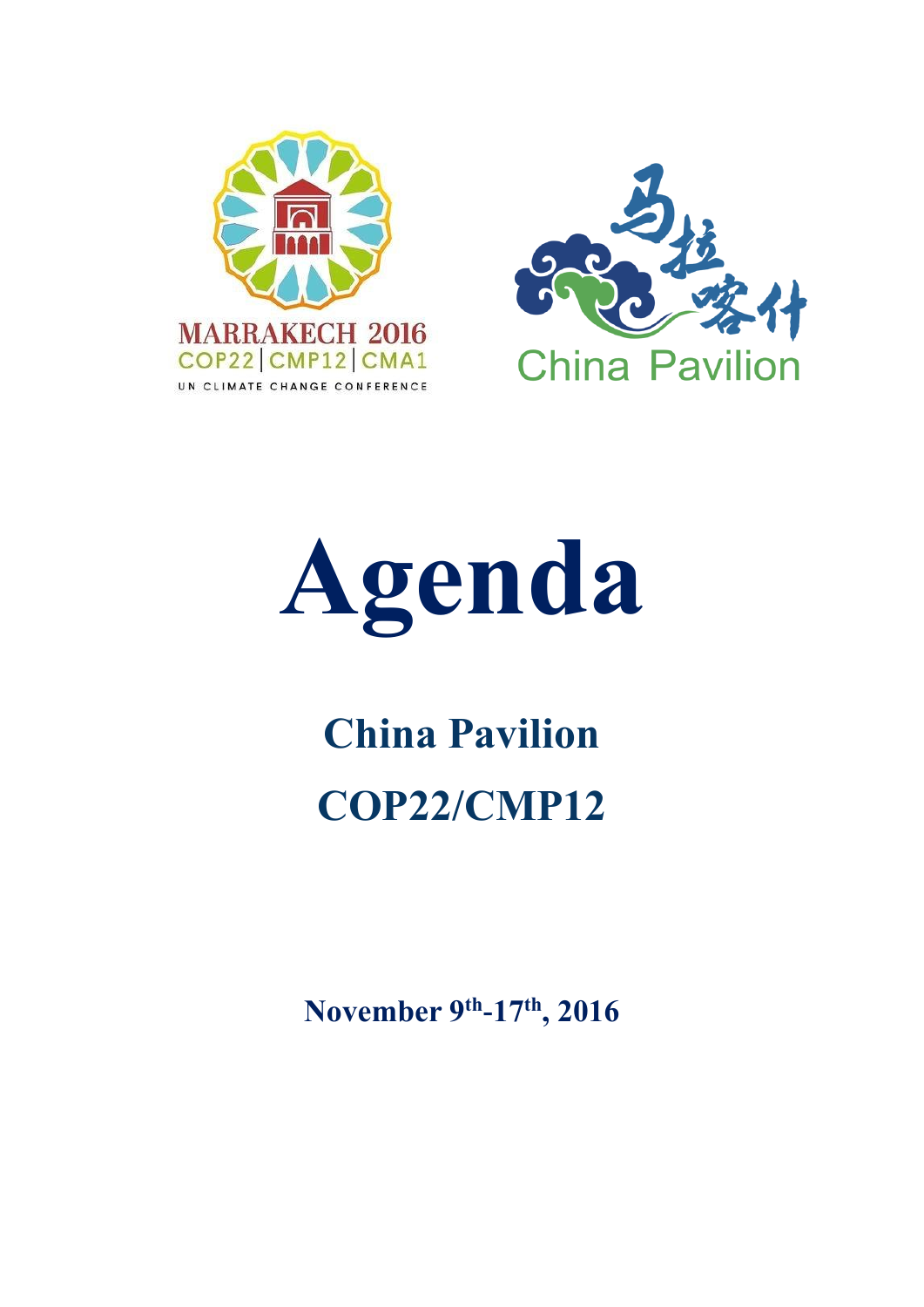# Agenda

## China Pavilion

## COP22/CMP12

**November 9th-17th, 2016**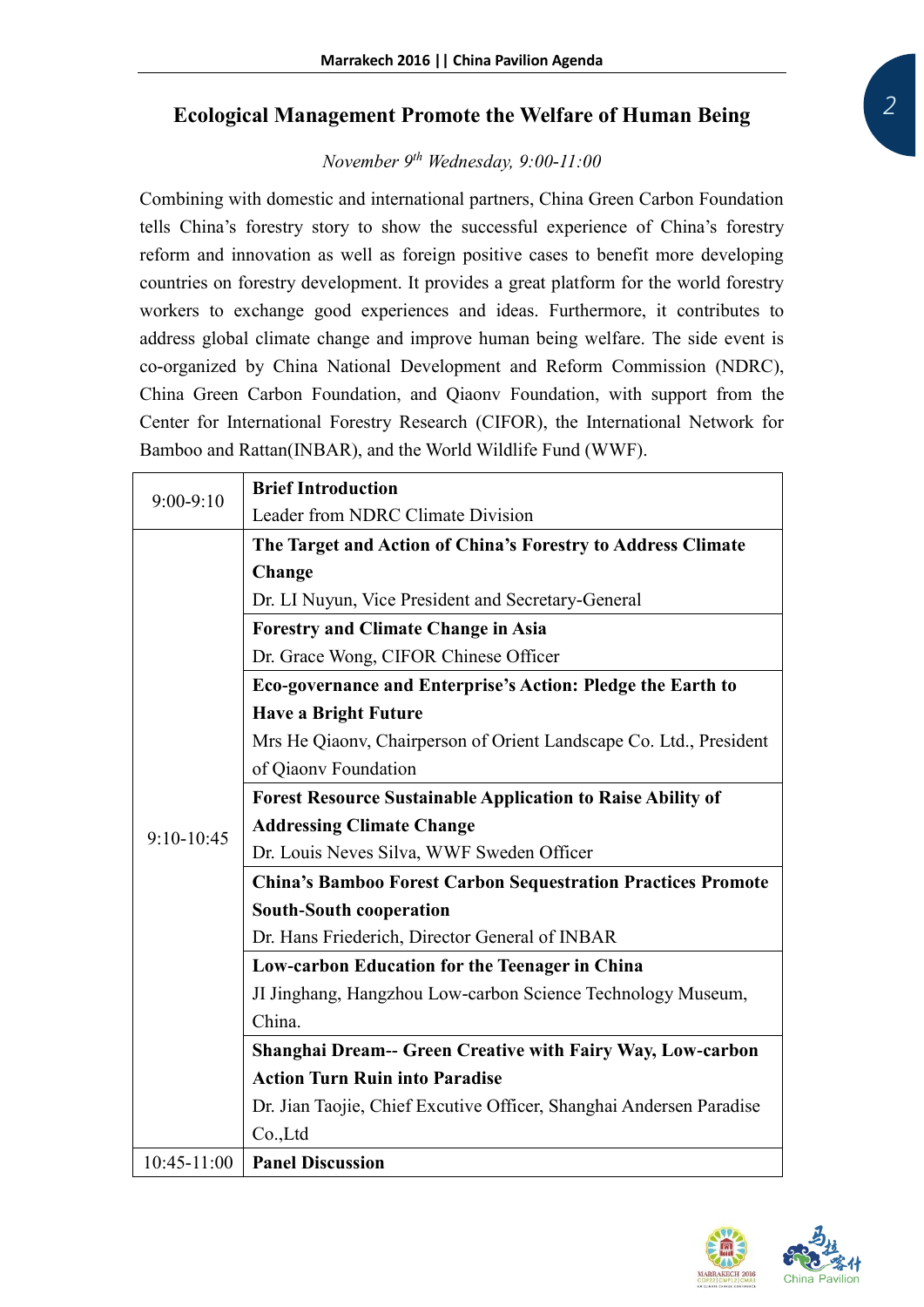## Ecological Management Promote the Welfare of Human Being

*November 9th Wednesday, 9:00-11:00*

Combining with domestic and international partners, China Green Carbon Foundation tells China's forestry story to show the successful experience of China's forestry reform and innovation as well as foreign positive cases to benefit more developing countries on forestry development. It provides a great platform for the world forestry workers to exchange good experiences and ideas. Furthermore, it contributes to address global climate change and improve human being welfare. The side event is co-organized by China National Development and Reform Commission (NDRC), China Green Carbon Foundation, and Qiaonv Foundation, with support from the Center for International Forestry Research (CIFOR), the International Network for Bamboo and Rattan(INBAR), and the World Wildlife Fund (WWF).

| Time | Session |
|---|---|
| 9:00-9:10 | **Brief Introduction**<br>Leader from NDRC Climate Division |
| 9:10-10:45 | **The Target and Action of China's Forestry to Address Climate Change**<br>Dr. LI Nuyun, Vice President and Secretary-General |
| | **Forestry and Climate Change in Asia**<br>Dr. Grace Wong, CIFOR Chinese Officer |
| | **Eco-governance and Enterprise's Action: Pledge the Earth to Have a Bright Future**<br>Mrs He Qiaonv, Chairperson of Orient Landscape Co. Ltd., President of Qiaonv Foundation |
| | **Forest Resource Sustainable Application to Raise Ability of Addressing Climate Change**<br>Dr. Louis Neves Silva, WWF Sweden Officer |
| | **China's Bamboo Forest Carbon Sequestration Practices Promote South-South cooperation**<br>Dr. Hans Friederich, Director General of INBAR |
| | **Low-carbon Education for the Teenager in China**<br>JI Jinghang, Hangzhou Low-carbon Science Technology Museum, China. |
| | **Shanghai Dream-- Green Creative with Fairy Way, Low-carbon Action Turn Ruin into Paradise**<br>Dr. Jian Taojie, Chief Excutive Officer, Shanghai Andersen Paradise Co.,Ltd |
| 10:45-11:00 | **Panel Discussion** |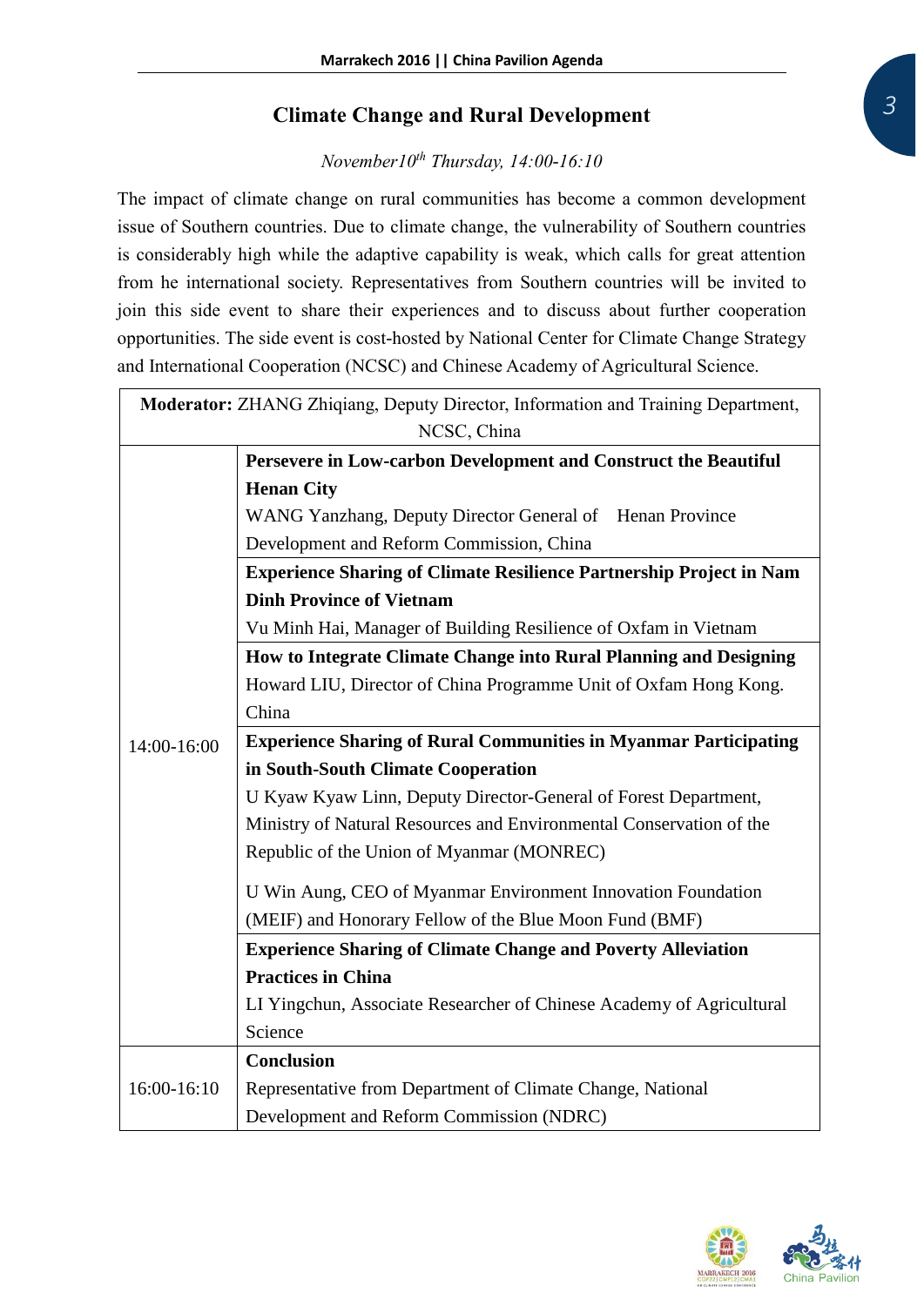## Climate Change and Rural Development

*November10th Thursday, 14:00-16:10*

The impact of climate change on rural communities has become a common development issue of Southern countries. Due to climate change, the vulnerability of Southern countries is considerably high while the adaptive capability is weak, which calls for great attention from he international society. Representatives from Southern countries will be invited to join this side event to share their experiences and to discuss about further cooperation opportunities. The side event is cost-hosted by National Center for Climate Change Strategy and International Cooperation (NCSC) and Chinese Academy of Agricultural Science.

| **Moderator:** ZHANG Zhiqiang, Deputy Director, Information and Training Department, NCSC, China | |
|---|---|
| 14:00-16:00 | **Persevere in Low-carbon Development and Construct the Beautiful Henan City**<br>WANG Yanzhang, Deputy Director General of Henan Province Development and Reform Commission, China |
| | **Experience Sharing of Climate Resilience Partnership Project in Nam Dinh Province of Vietnam**<br>Vu Minh Hai, Manager of Building Resilience of Oxfam in Vietnam |
| | **How to Integrate Climate Change into Rural Planning and Designing**<br>Howard LIU, Director of China Programme Unit of Oxfam Hong Kong. China |
| | **Experience Sharing of Rural Communities in Myanmar Participating in South-South Climate Cooperation**<br>U Kyaw Kyaw Linn, Deputy Director-General of Forest Department, Ministry of Natural Resources and Environmental Conservation of the Republic of the Union of Myanmar (MONREC)<br><br>U Win Aung, CEO of Myanmar Environment Innovation Foundation (MEIF) and Honorary Fellow of the Blue Moon Fund (BMF) |
| | **Experience Sharing of Climate Change and Poverty Alleviation Practices in China**<br>LI Yingchun, Associate Researcher of Chinese Academy of Agricultural Science |
| 16:00-16:10 | **Conclusion**<br>Representative from Department of Climate Change, National Development and Reform Commission (NDRC) |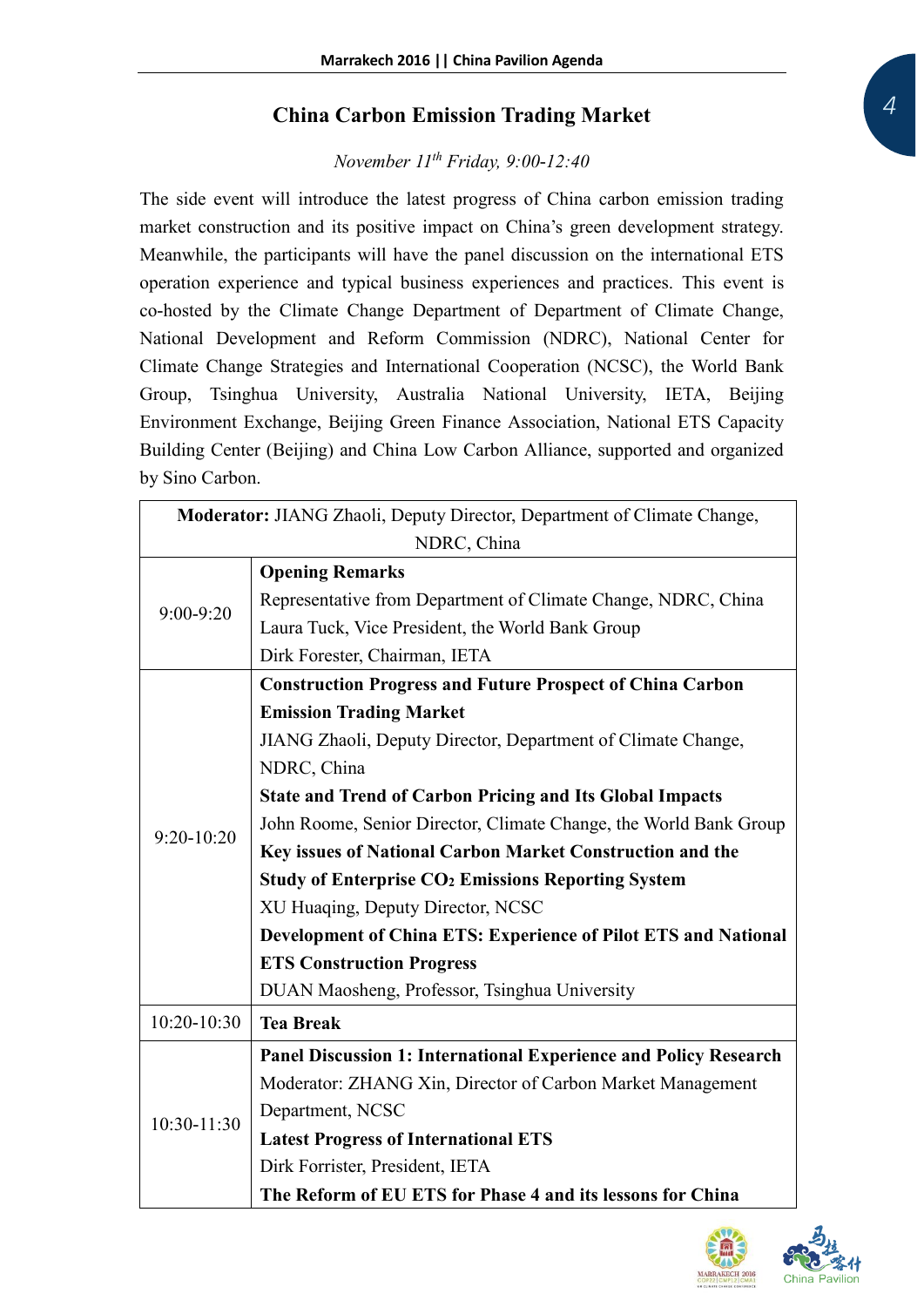## China Carbon Emission Trading Market

*November 11th Friday, 9:00-12:40*

The side event will introduce the latest progress of China carbon emission trading market construction and its positive impact on China's green development strategy. Meanwhile, the participants will have the panel discussion on the international ETS operation experience and typical business experiences and practices. This event is co-hosted by the Climate Change Department of Department of Climate Change, National Development and Reform Commission (NDRC), National Center for Climate Change Strategies and International Cooperation (NCSC), the World Bank Group, Tsinghua University, Australia National University, IETA, Beijing Environment Exchange, Beijing Green Finance Association, National ETS Capacity Building Center (Beijing) and China Low Carbon Alliance, supported and organized by Sino Carbon.

| **Moderator:** JIANG Zhaoli, Deputy Director, Department of Climate Change, NDRC, China | |
|---|---|
| 9:00-9:20 | **Opening Remarks**<br>Representative from Department of Climate Change, NDRC, China<br>Laura Tuck, Vice President, the World Bank Group<br>Dirk Forester, Chairman, IETA |
| 9:20-10:20 | **Construction Progress and Future Prospect of China Carbon Emission Trading Market**<br>JIANG Zhaoli, Deputy Director, Department of Climate Change, NDRC, China<br>**State and Trend of Carbon Pricing and Its Global Impacts**<br>John Roome, Senior Director, Climate Change, the World Bank Group<br>**Key issues of National Carbon Market Construction and the Study of Enterprise $CO_2$ Emissions Reporting System**<br>XU Huaqing, Deputy Director, NCSC<br>**Development of China ETS: Experience of Pilot ETS and National ETS Construction Progress**<br>DUAN Maosheng, Professor, Tsinghua University |
| 10:20-10:30 | **Tea Break** |
| 10:30-11:30 | **Panel Discussion 1: International Experience and Policy Research**<br>Moderator: ZHANG Xin, Director of Carbon Market Management Department, NCSC<br>**Latest Progress of International ETS**<br>Dirk Forrister, President, IETA<br>**The Reform of EU ETS for Phase 4 and its lessons for China** |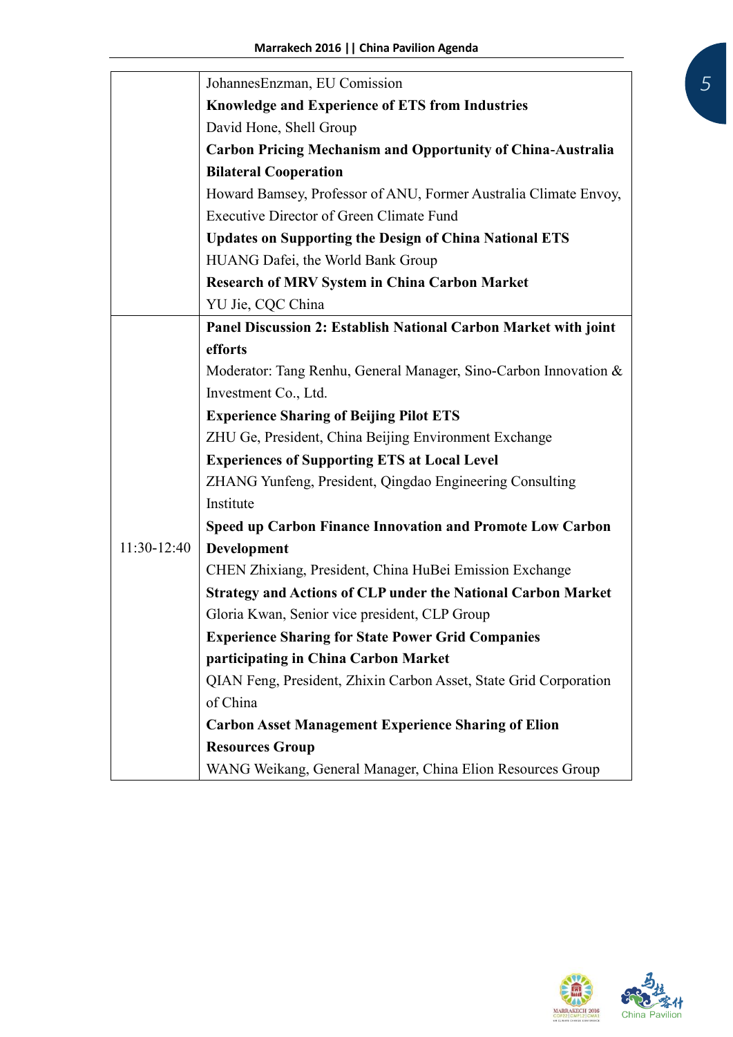| | |
|---|---|
| | JohannesEnzman, EU Comission<br>**Knowledge and Experience of ETS from Industries**<br>David Hone, Shell Group<br>**Carbon Pricing Mechanism and Opportunity of China-Australia Bilateral Cooperation**<br>Howard Bamsey, Professor of ANU, Former Australia Climate Envoy, Executive Director of Green Climate Fund<br>**Updates on Supporting the Design of China National ETS**<br>HUANG Dafei, the World Bank Group<br>**Research of MRV System in China Carbon Market**<br>YU Jie, CQC China |
| 11:30-12:40 | **Panel Discussion 2: Establish National Carbon Market with joint efforts**<br>Moderator: Tang Renhu, General Manager, Sino-Carbon Innovation & Investment Co., Ltd.<br>**Experience Sharing of Beijing Pilot ETS**<br>ZHU Ge, President, China Beijing Environment Exchange<br>**Experiences of Supporting ETS at Local Level**<br>ZHANG Yunfeng, President, Qingdao Engineering Consulting Institute<br>**Speed up Carbon Finance Innovation and Promote Low Carbon Development**<br>CHEN Zhixiang, President, China HuBei Emission Exchange<br>**Strategy and Actions of CLP under the National Carbon Market**<br>Gloria Kwan, Senior vice president, CLP Group<br>**Experience Sharing for State Power Grid Companies participating in China Carbon Market**<br>QIAN Feng, President, Zhixin Carbon Asset, State Grid Corporation of China<br>**Carbon Asset Management Experience Sharing of Elion Resources Group**<br>WANG Weikang, General Manager, China Elion Resources Group |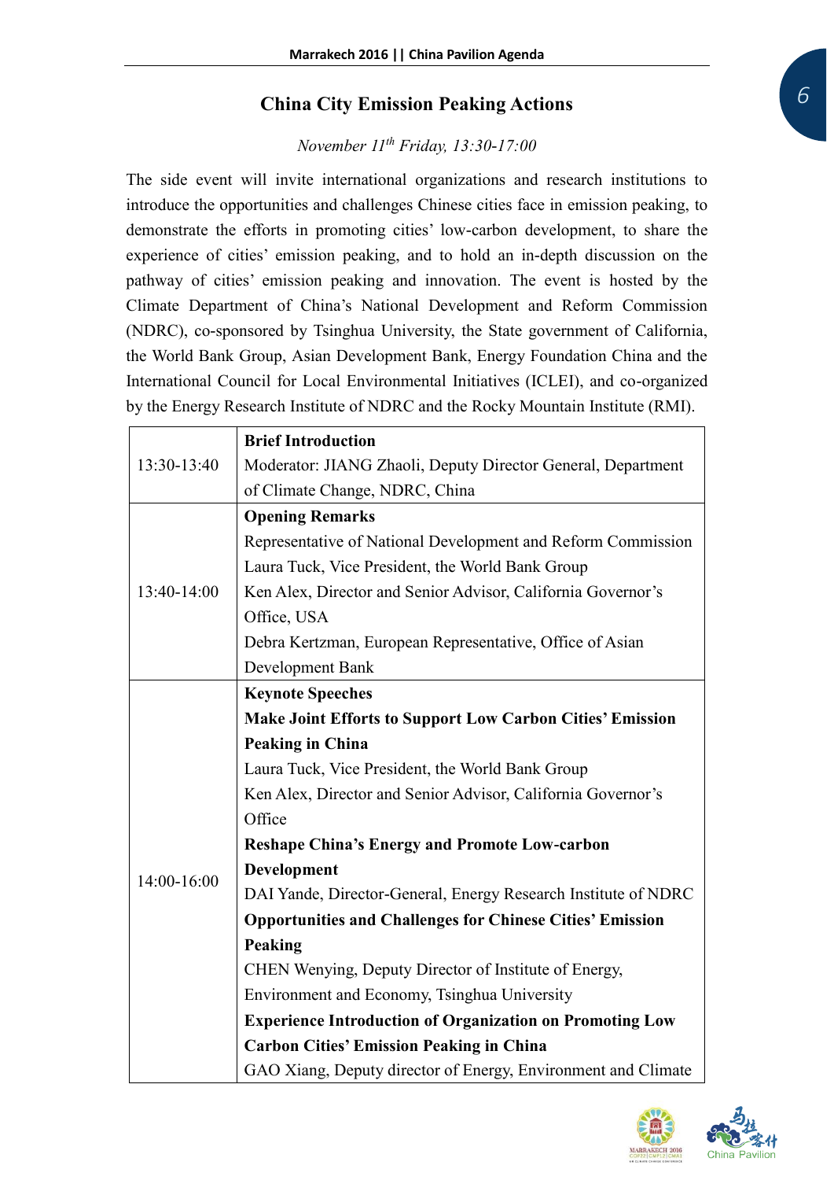## China City Emission Peaking Actions

*November 11th Friday, 13:30-17:00*

The side event will invite international organizations and research institutions to introduce the opportunities and challenges Chinese cities face in emission peaking, to demonstrate the efforts in promoting cities' low-carbon development, to share the experience of cities' emission peaking, and to hold an in-depth discussion on the pathway of cities' emission peaking and innovation. The event is hosted by the Climate Department of China's National Development and Reform Commission (NDRC), co-sponsored by Tsinghua University, the State government of California, the World Bank Group, Asian Development Bank, Energy Foundation China and the International Council for Local Environmental Initiatives (ICLEI), and co-organized by the Energy Research Institute of NDRC and the Rocky Mountain Institute (RMI).

| | |
|---|---|
| 13:30-13:40 | **Brief Introduction**<br>Moderator: JIANG Zhaoli, Deputy Director General, Department of Climate Change, NDRC, China |
| 13:40-14:00 | **Opening Remarks**<br>Representative of National Development and Reform Commission<br>Laura Tuck, Vice President, the World Bank Group<br>Ken Alex, Director and Senior Advisor, California Governor's Office, USA<br>Debra Kertzman, European Representative, Office of Asian Development Bank |
| 14:00-16:00 | **Keynote Speeches**<br>**Make Joint Efforts to Support Low Carbon Cities' Emission Peaking in China**<br>Laura Tuck, Vice President, the World Bank Group<br>Ken Alex, Director and Senior Advisor, California Governor's Office<br>**Reshape China's Energy and Promote Low-carbon Development**<br>DAI Yande, Director-General, Energy Research Institute of NDRC<br>**Opportunities and Challenges for Chinese Cities' Emission Peaking**<br>CHEN Wenying, Deputy Director of Institute of Energy, Environment and Economy, Tsinghua University<br>**Experience Introduction of Organization on Promoting Low Carbon Cities' Emission Peaking in China**<br>GAO Xiang, Deputy director of Energy, Environment and Climate |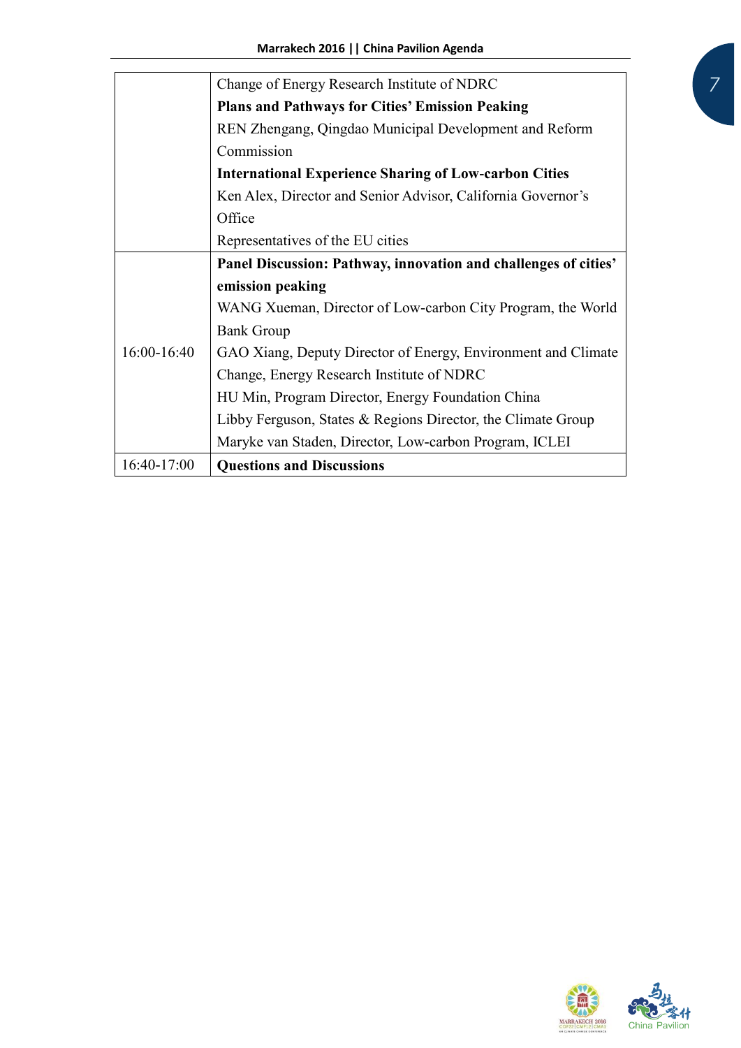| | |
|---|---|
| | Change of Energy Research Institute of NDRC<br>**Plans and Pathways for Cities' Emission Peaking**<br>REN Zhengang, Qingdao Municipal Development and Reform Commission<br>**International Experience Sharing of Low-carbon Cities**<br>Ken Alex, Director and Senior Advisor, California Governor's Office<br>Representatives of the EU cities |
| 16:00-16:40 | **Panel Discussion: Pathway, innovation and challenges of cities' emission peaking**<br>WANG Xueman, Director of Low-carbon City Program, the World Bank Group<br>GAO Xiang, Deputy Director of Energy, Environment and Climate Change, Energy Research Institute of NDRC<br>HU Min, Program Director, Energy Foundation China<br>Libby Ferguson, States & Regions Director, the Climate Group<br>Maryke van Staden, Director, Low-carbon Program, ICLEI |
| 16:40-17:00 | **Questions and Discussions** |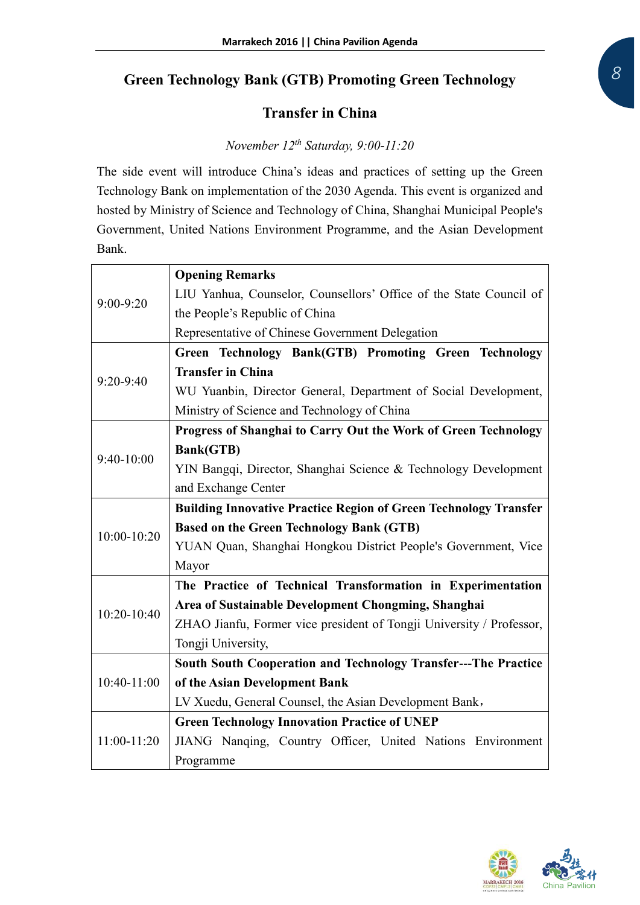## Green Technology Bank (GTB) Promoting Green Technology Transfer in China

*November 12th Saturday, 9:00-11:20*

The side event will introduce China's ideas and practices of setting up the Green Technology Bank on implementation of the 2030 Agenda. This event is organized and hosted by Ministry of Science and Technology of China, Shanghai Municipal People's Government, United Nations Environment Programme, and the Asian Development Bank.

| | |
|---|---|
| 9:00-9:20 | **Opening Remarks**<br>LIU Yanhua, Counselor, Counsellors' Office of the State Council of the People's Republic of China<br>Representative of Chinese Government Delegation |
| 9:20-9:40 | **Green Technology Bank(GTB) Promoting Green Technology Transfer in China**<br>WU Yuanbin, Director General, Department of Social Development, Ministry of Science and Technology of China |
| 9:40-10:00 | **Progress of Shanghai to Carry Out the Work of Green Technology Bank(GTB)**<br>YIN Bangqi, Director, Shanghai Science & Technology Development and Exchange Center |
| 10:00-10:20 | **Building Innovative Practice Region of Green Technology Transfer Based on the Green Technology Bank (GTB)**<br>YUAN Quan, Shanghai Hongkou District People's Government, Vice Mayor |
| 10:20-10:40 | **The Practice of Technical Transformation in Experimentation Area of Sustainable Development Chongming, Shanghai**<br>ZHAO Jianfu, Former vice president of Tongji University / Professor, Tongji University, |
| 10:40-11:00 | **South South Cooperation and Technology Transfer---The Practice of the Asian Development Bank**<br>LV Xuedu, General Counsel, the Asian Development Bank， |
| 11:00-11:20 | **Green Technology Innovation Practice of UNEP**<br>JIANG Nanqing, Country Officer, United Nations Environment Programme |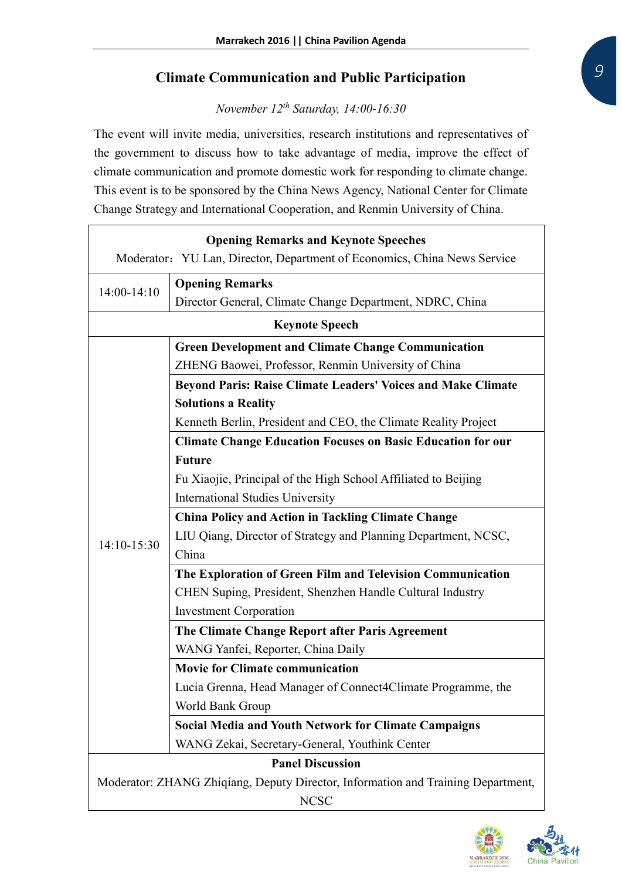## Climate Communication and Public Participation

*November 12th Saturday, 14:00-16:30*

The event will invite media, universities, research institutions and representatives of the government to discuss how to take advantage of media, improve the effect of climate communication and promote domestic work for responding to climate change. This event is to be sponsored by the China News Agency, National Center for Climate Change Strategy and International Cooperation, and Renmin University of China.

| **Opening Remarks and Keynote Speeches**<br>Moderator：YU Lan, Director, Department of Economics, China News Service | |
|---|---|
| 14:00-14:10 | **Opening Remarks**<br>Director General, Climate Change Department, NDRC, China |
| **Keynote Speech** | |
| 14:10-15:30 | **Green Development and Climate Change Communication**<br>ZHENG Baowei, Professor, Renmin University of China |
| | **Beyond Paris: Raise Climate Leaders' Voices and Make Climate Solutions a Reality**<br>Kenneth Berlin, President and CEO, the Climate Reality Project |
| | **Climate Change Education Focuses on Basic Education for our Future**<br>Fu Xiaojie, Principal of the High School Affiliated to Beijing International Studies University |
| | **China Policy and Action in Tackling Climate Change**<br>LIU Qiang, Director of Strategy and Planning Department, NCSC, China |
| | **The Exploration of Green Film and Television Communication**<br>CHEN Suping, President, Shenzhen Handle Cultural Industry Investment Corporation |
| | **The Climate Change Report after Paris Agreement**<br>WANG Yanfei, Reporter, China Daily |
| | **Movie for Climate communication**<br>Lucia Grenna, Head Manager of Connect4Climate Programme, the World Bank Group |
| | **Social Media and Youth Network for Climate Campaigns**<br>WANG Zekai, Secretary-General, Youthink Center |
| **Panel Discussion**<br>Moderator: ZHANG Zhiqiang, Deputy Director, Information and Training Department, NCSC | |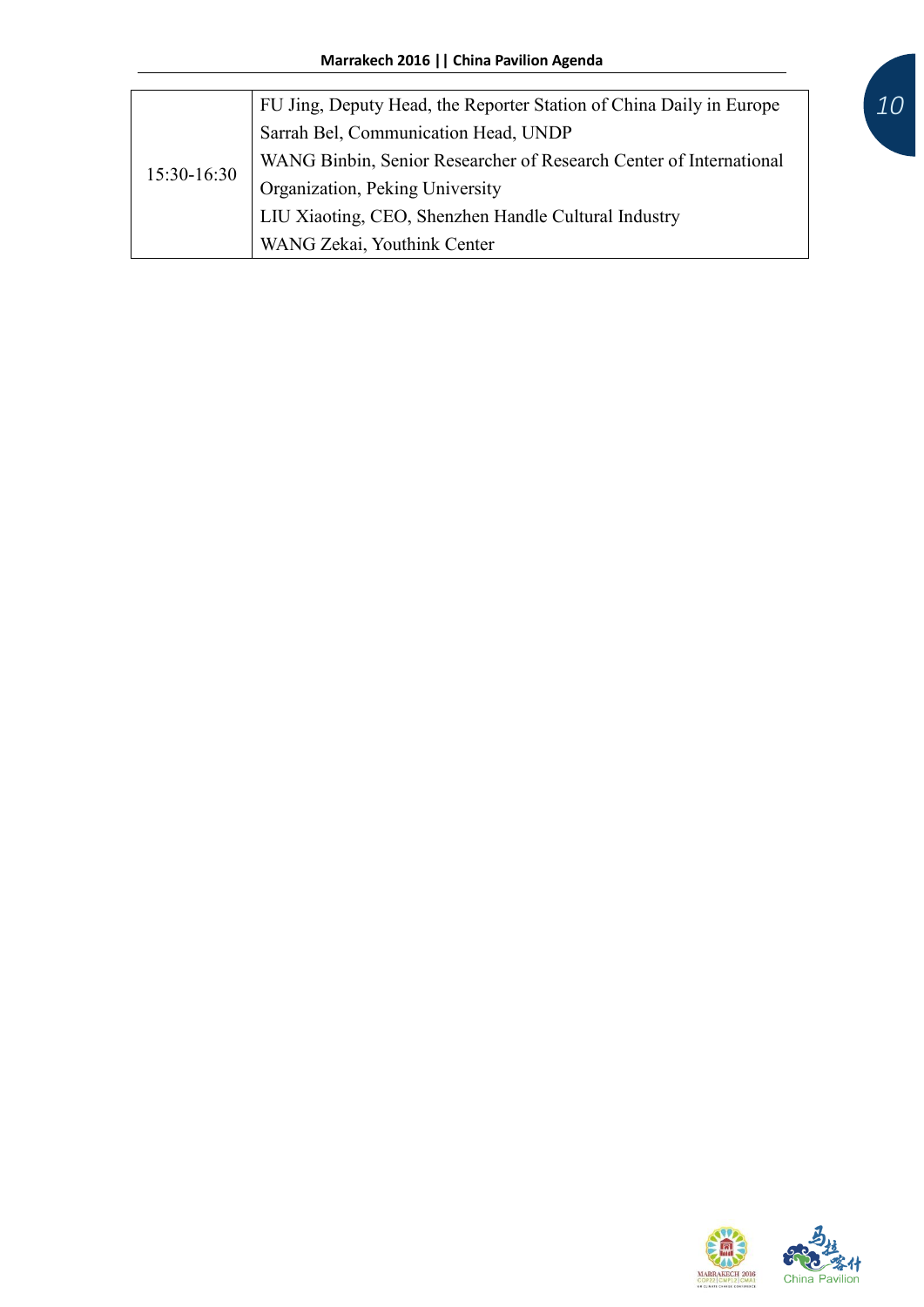| | |
|---|---|
| 15:30-16:30 | FU Jing, Deputy Head, the Reporter Station of China Daily in Europe<br>Sarrah Bel, Communication Head, UNDP<br>WANG Binbin, Senior Researcher of Research Center of International Organization, Peking University<br>LIU Xiaoting, CEO, Shenzhen Handle Cultural Industry<br>WANG Zekai, Youthink Center |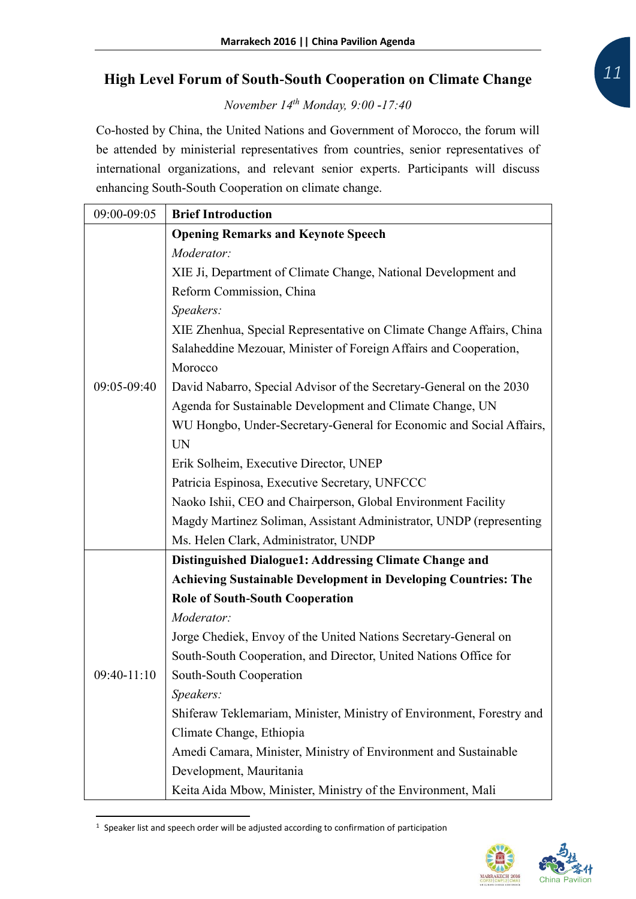## High Level Forum of South-South Cooperation on Climate Change

*November 14th Monday, 9:00 -17:40*

Co-hosted by China, the United Nations and Government of Morocco, the forum will be attended by ministerial representatives from countries, senior representatives of international organizations, and relevant senior experts. Participants will discuss enhancing South-South Cooperation on climate change.

| | |
|---|---|
| 09:00-09:05 | **Brief Introduction** |
| 09:05-09:40 | **Opening Remarks and Keynote Speech**<br>*Moderator:*<br>XIE Ji, Department of Climate Change, National Development and Reform Commission, China<br>*Speakers:*<br>XIE Zhenhua, Special Representative on Climate Change Affairs, China<br>Salaheddine Mezouar, Minister of Foreign Affairs and Cooperation, Morocco<br>David Nabarro, Special Advisor of the Secretary-General on the 2030 Agenda for Sustainable Development and Climate Change, UN<br>WU Hongbo, Under-Secretary-General for Economic and Social Affairs, UN<br>Erik Solheim, Executive Director, UNEP<br>Patricia Espinosa, Executive Secretary, UNFCCC<br>Naoko Ishii, CEO and Chairperson, Global Environment Facility<br>Magdy Martinez Soliman, Assistant Administrator, UNDP (representing Ms. Helen Clark, Administrator, UNDP |
| 09:40-11:10 | **Distinguished Dialogue1: Addressing Climate Change and Achieving Sustainable Development in Developing Countries: The Role of South-South Cooperation**<br>*Moderator:*<br>Jorge Chediek, Envoy of the United Nations Secretary-General on South-South Cooperation, and Director, United Nations Office for South-South Cooperation<br>*Speakers:*<br>Shiferaw Teklemariam, Minister, Ministry of Environment, Forestry and Climate Change, Ethiopia<br>Amedi Camara, Minister, Ministry of Environment and Sustainable Development, Mauritania<br>Keita Aida Mbow, Minister, Ministry of the Environment, Mali |

[1] Speaker list and speech order will be adjusted according to confirmation of participation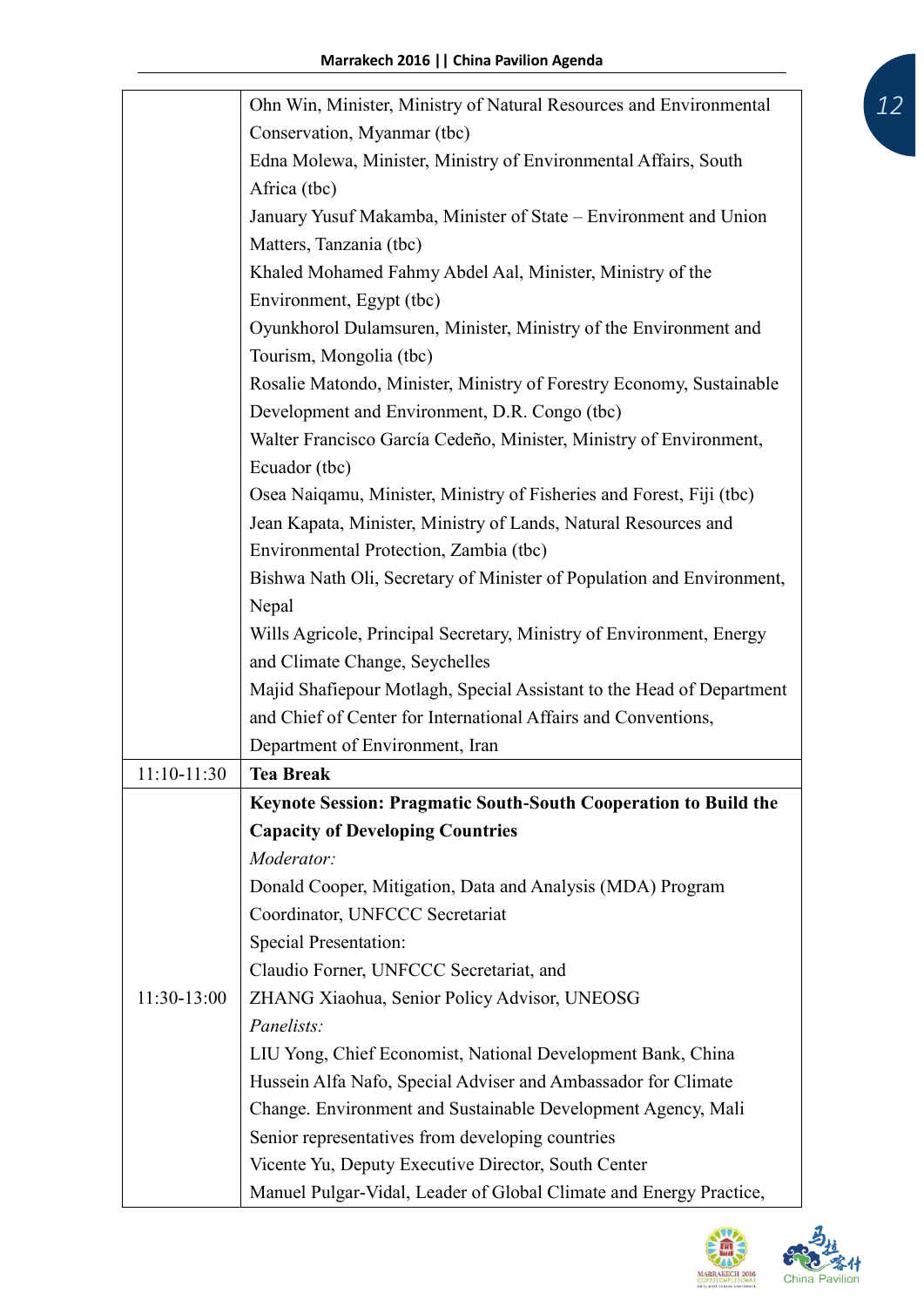| | |
|---|---|
| | Ohn Win, Minister, Ministry of Natural Resources and Environmental Conservation, Myanmar (tbc)<br>Edna Molewa, Minister, Ministry of Environmental Affairs, South Africa (tbc)<br>January Yusuf Makamba, Minister of State – Environment and Union Matters, Tanzania (tbc)<br>Khaled Mohamed Fahmy Abdel Aal, Minister, Ministry of the Environment, Egypt (tbc)<br>Oyunkhorol Dulamsuren, Minister, Ministry of the Environment and Tourism, Mongolia (tbc)<br>Rosalie Matondo, Minister, Ministry of Forestry Economy, Sustainable Development and Environment, D.R. Congo (tbc)<br>Walter Francisco García Cedeño, Minister, Ministry of Environment, Ecuador (tbc)<br>Osea Naiqamu, Minister, Ministry of Fisheries and Forest, Fiji (tbc)<br>Jean Kapata, Minister, Ministry of Lands, Natural Resources and Environmental Protection, Zambia (tbc)<br>Bishwa Nath Oli, Secretary of Minister of Population and Environment, Nepal<br>Wills Agricole, Principal Secretary, Ministry of Environment, Energy and Climate Change, Seychelles<br>Majid Shafiepour Motlagh, Special Assistant to the Head of Department and Chief of Center for International Affairs and Conventions, Department of Environment, Iran |
| 11:10-11:30 | **Tea Break** |
| 11:30-13:00 | **Keynote Session: Pragmatic South-South Cooperation to Build the Capacity of Developing Countries**<br>*Moderator:*<br>Donald Cooper, Mitigation, Data and Analysis (MDA) Program Coordinator, UNFCCC Secretariat<br>Special Presentation:<br>Claudio Forner, UNFCCC Secretariat, and<br>ZHANG Xiaohua, Senior Policy Advisor, UNEOSG<br>*Panelists:*<br>LIU Yong, Chief Economist, National Development Bank, China<br>Hussein Alfa Nafo, Special Adviser and Ambassador for Climate Change. Environment and Sustainable Development Agency, Mali<br>Senior representatives from developing countries<br>Vicente Yu, Deputy Executive Director, South Center<br>Manuel Pulgar-Vidal, Leader of Global Climate and Energy Practice, |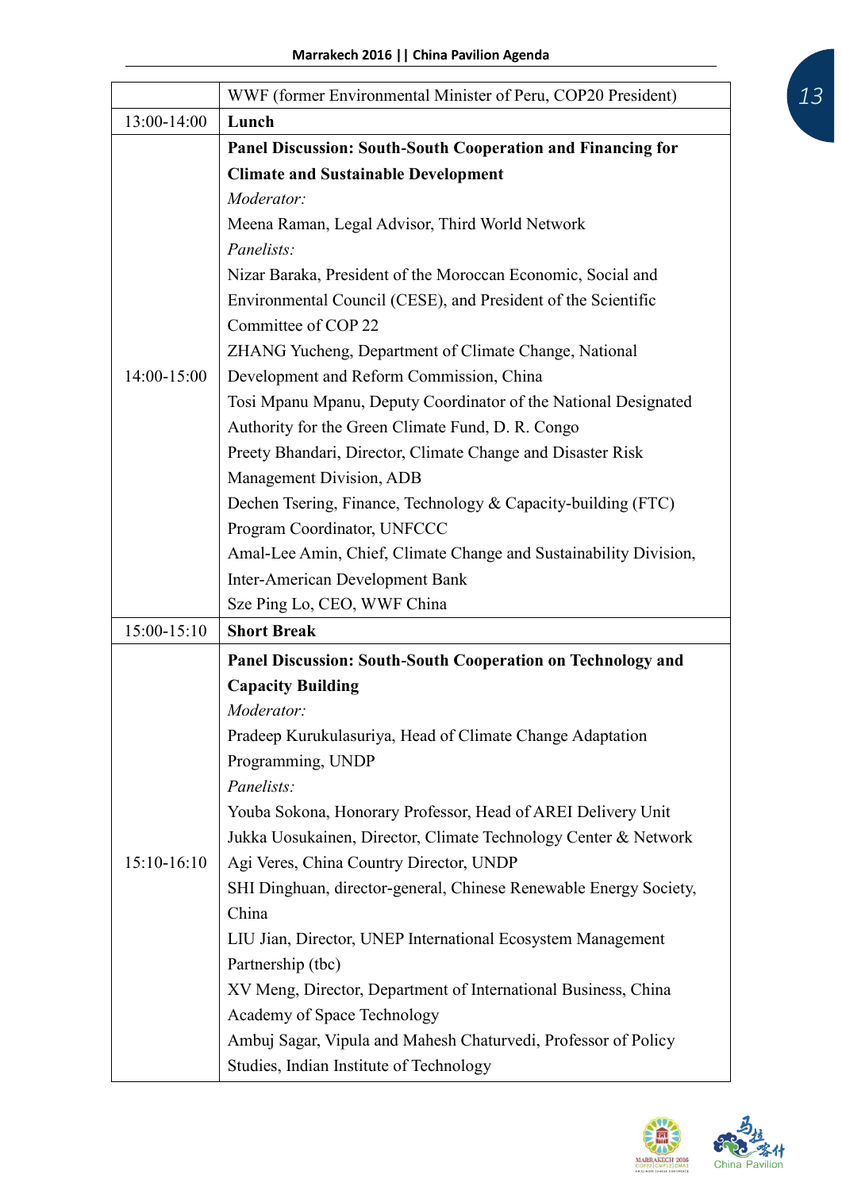| | |
|---|---|
| | WWF (former Environmental Minister of Peru, COP20 President) |
| 13:00-14:00 | **Lunch** |
| 14:00-15:00 | **Panel Discussion: South-South Cooperation and Financing for Climate and Sustainable Development**<br>*Moderator:*<br>Meena Raman, Legal Advisor, Third World Network<br>*Panelists:*<br>Nizar Baraka, President of the Moroccan Economic, Social and Environmental Council (CESE), and President of the Scientific Committee of COP 22<br>ZHANG Yucheng, Department of Climate Change, National Development and Reform Commission, China<br>Tosi Mpanu Mpanu, Deputy Coordinator of the National Designated Authority for the Green Climate Fund, D. R. Congo<br>Preety Bhandari, Director, Climate Change and Disaster Risk Management Division, ADB<br>Dechen Tsering, Finance, Technology & Capacity-building (FTC) Program Coordinator, UNFCCC<br>Amal-Lee Amin, Chief, Climate Change and Sustainability Division, Inter-American Development Bank<br>Sze Ping Lo, CEO, WWF China |
| 15:00-15:10 | **Short Break** |
| 15:10-16:10 | **Panel Discussion: South-South Cooperation on Technology and Capacity Building**<br>*Moderator:*<br>Pradeep Kurukulasuriya, Head of Climate Change Adaptation Programming, UNDP<br>*Panelists:*<br>Youba Sokona, Honorary Professor, Head of AREI Delivery Unit<br>Jukka Uosukainen, Director, Climate Technology Center & Network<br>Agi Veres, China Country Director, UNDP<br>SHI Dinghuan, director-general, Chinese Renewable Energy Society, China<br>LIU Jian, Director, UNEP International Ecosystem Management Partnership (tbc)<br>XV Meng, Director, Department of International Business, China Academy of Space Technology<br>Ambuj Sagar, Vipula and Mahesh Chaturvedi, Professor of Policy Studies, Indian Institute of Technology |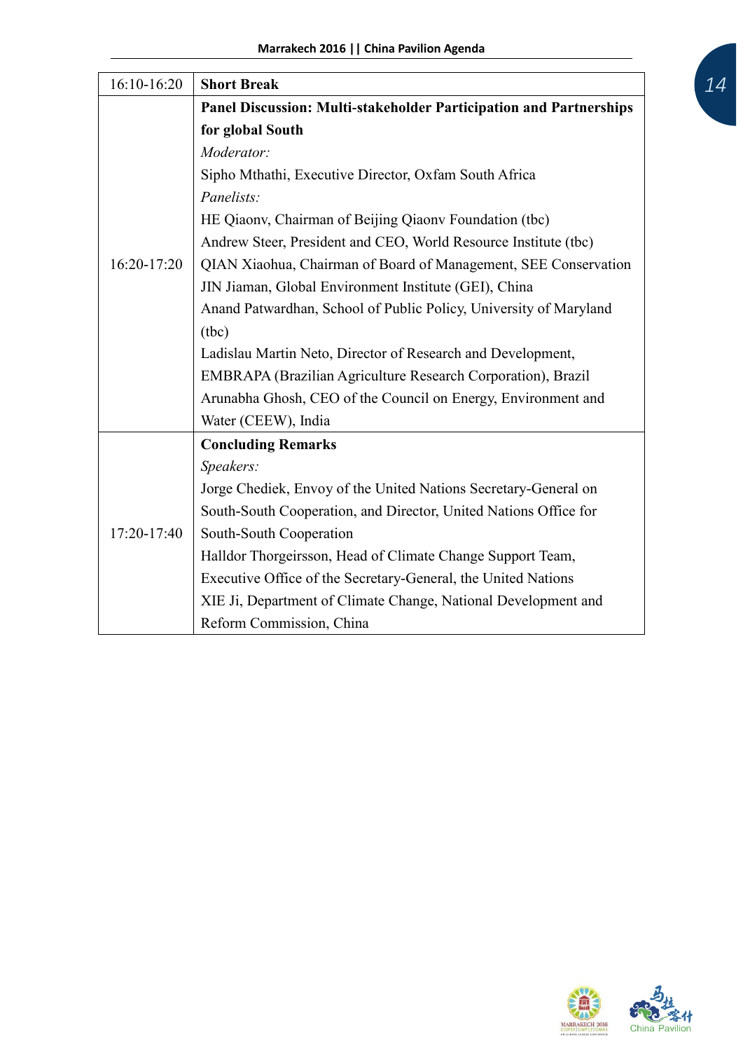| | |
|---|---|
| 16:10-16:20 | **Short Break** |
| 16:20-17:20 | **Panel Discussion: Multi-stakeholder Participation and Partnerships for global South**<br>*Moderator:*<br>Sipho Mthathi, Executive Director, Oxfam South Africa<br>*Panelists:*<br>HE Qiaonv, Chairman of Beijing Qiaonv Foundation (tbc)<br>Andrew Steer, President and CEO, World Resource Institute (tbc)<br>QIAN Xiaohua, Chairman of Board of Management, SEE Conservation<br>JIN Jiaman, Global Environment Institute (GEI), China<br>Anand Patwardhan, School of Public Policy, University of Maryland (tbc)<br>Ladislau Martin Neto, Director of Research and Development, EMBRAPA (Brazilian Agriculture Research Corporation), Brazil<br>Arunabha Ghosh, CEO of the Council on Energy, Environment and Water (CEEW), India |
| 17:20-17:40 | **Concluding Remarks**<br>*Speakers:*<br>Jorge Chediek, Envoy of the United Nations Secretary-General on South-South Cooperation, and Director, United Nations Office for South-South Cooperation<br>Halldor Thorgeirsson, Head of Climate Change Support Team, Executive Office of the Secretary-General, the United Nations<br>XIE Ji, Department of Climate Change, National Development and Reform Commission, China |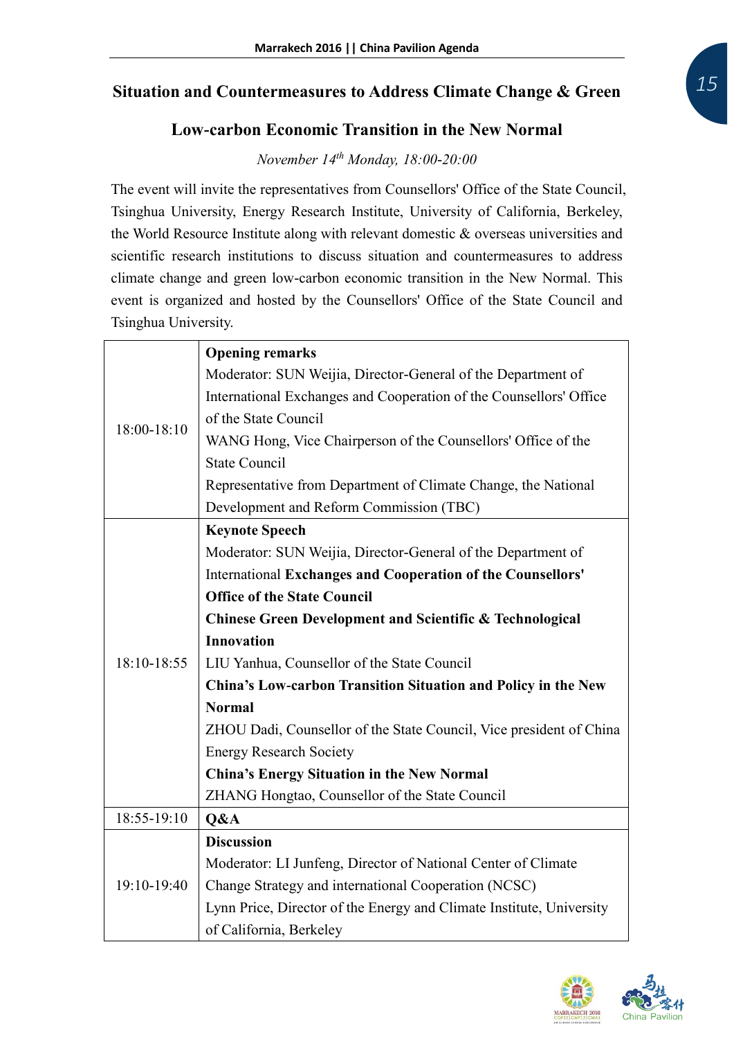## Situation and Countermeasures to Address Climate Change & Green Low-carbon Economic Transition in the New Normal

*November 14th Monday, 18:00-20:00*

The event will invite the representatives from Counsellors' Office of the State Council, Tsinghua University, Energy Research Institute, University of California, Berkeley, the World Resource Institute along with relevant domestic & overseas universities and scientific research institutions to discuss situation and countermeasures to address climate change and green low-carbon economic transition in the New Normal. This event is organized and hosted by the Counsellors' Office of the State Council and Tsinghua University.

| | |
|---|---|
| 18:00-18:10 | **Opening remarks**<br>Moderator: SUN Weijia, Director-General of the Department of International Exchanges and Cooperation of the Counsellors' Office of the State Council<br>WANG Hong, Vice Chairperson of the Counsellors' Office of the State Council<br>Representative from Department of Climate Change, the National Development and Reform Commission (TBC) |
| 18:10-18:55 | **Keynote Speech**<br>Moderator: SUN Weijia, Director-General of the Department of International **Exchanges and Cooperation of the Counsellors' Office of the State Council**<br>**Chinese Green Development and Scientific & Technological Innovation**<br>LIU Yanhua, Counsellor of the State Council<br>**China's Low-carbon Transition Situation and Policy in the New Normal**<br>ZHOU Dadi, Counsellor of the State Council, Vice president of China Energy Research Society<br>**China's Energy Situation in the New Normal**<br>ZHANG Hongtao, Counsellor of the State Council |
| 18:55-19:10 | **Q&A** |
| 19:10-19:40 | **Discussion**<br>Moderator: LI Junfeng, Director of National Center of Climate Change Strategy and international Cooperation (NCSC)<br>Lynn Price, Director of the Energy and Climate Institute, University of California, Berkeley |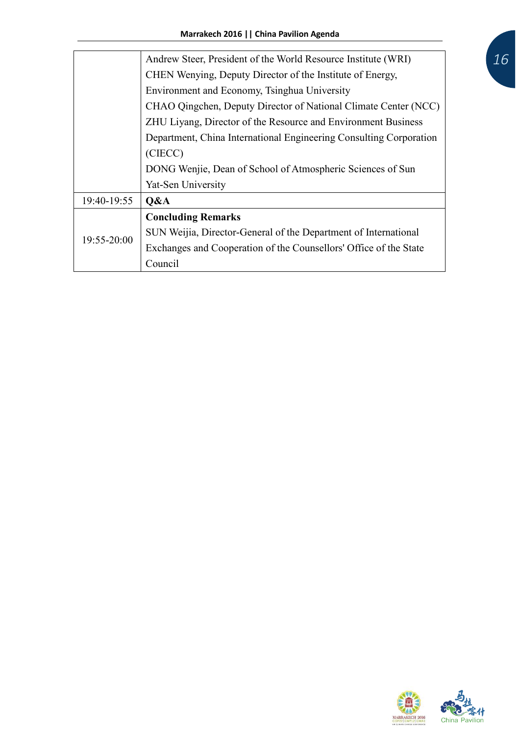| | |
|---|---|
| | Andrew Steer, President of the World Resource Institute (WRI)<br>CHEN Wenying, Deputy Director of the Institute of Energy, Environment and Economy, Tsinghua University<br>CHAO Qingchen, Deputy Director of National Climate Center (NCC)<br>ZHU Liyang, Director of the Resource and Environment Business Department, China International Engineering Consulting Corporation (CIECC)<br>DONG Wenjie, Dean of School of Atmospheric Sciences of Sun Yat-Sen University |
| 19:40-19:55 | **Q&A** |
| 19:55-20:00 | **Concluding Remarks**<br>SUN Weijia, Director-General of the Department of International Exchanges and Cooperation of the Counsellors' Office of the State Council |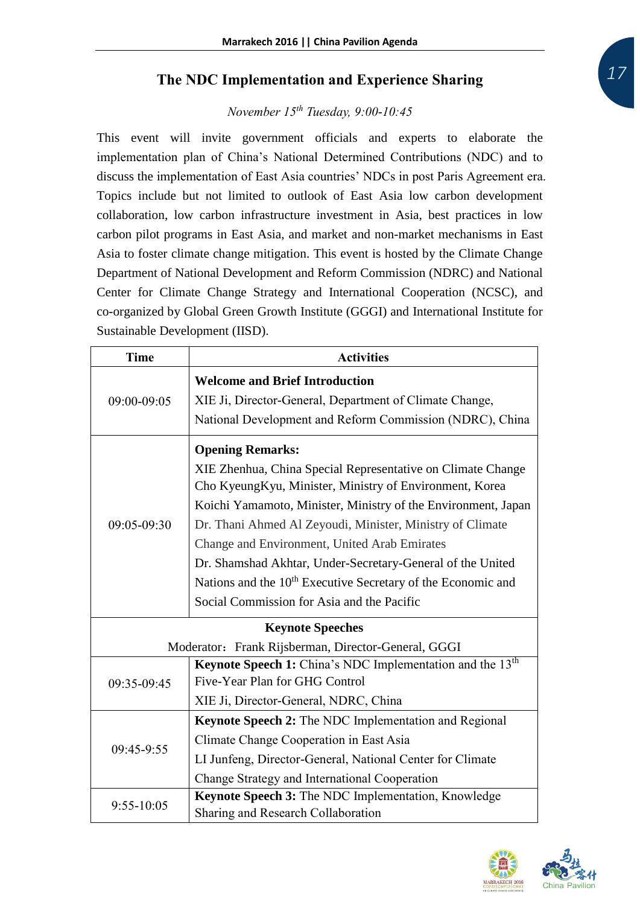## The NDC Implementation and Experience Sharing

*November 15th Tuesday, 9:00-10:45*

This event will invite government officials and experts to elaborate the implementation plan of China's National Determined Contributions (NDC) and to discuss the implementation of East Asia countries' NDCs in post Paris Agreement era. Topics include but not limited to outlook of East Asia low carbon development collaboration, low carbon infrastructure investment in Asia, best practices in low carbon pilot programs in East Asia, and market and non-market mechanisms in East Asia to foster climate change mitigation. This event is hosted by the Climate Change Department of National Development and Reform Commission (NDRC) and National Center for Climate Change Strategy and International Cooperation (NCSC), and co-organized by Global Green Growth Institute (GGGI) and International Institute for Sustainable Development (IISD).

| Time | Activities |
|---|---|
| 09:00-09:05 | **Welcome and Brief Introduction**<br>XIE Ji, Director-General, Department of Climate Change, National Development and Reform Commission (NDRC), China |
| 09:05-09:30 | **Opening Remarks:**<br>XIE Zhenhua, China Special Representative on Climate Change<br>Cho KyeungKyu, Minister, Ministry of Environment, Korea<br>Koichi Yamamoto, Minister, Ministry of the Environment, Japan<br>Dr. Thani Ahmed Al Zeyoudi, Minister, Ministry of Climate Change and Environment, United Arab Emirates<br>Dr. Shamshad Akhtar, Under-Secretary-General of the United Nations and the 10th Executive Secretary of the Economic and Social Commission for Asia and the Pacific |
| **Keynote Speeches**<br>Moderator：Frank Rijsberman, Director-General, GGGI | |
| 09:35-09:45 | **Keynote Speech 1:** China's NDC Implementation and the 13th Five-Year Plan for GHG Control<br>XIE Ji, Director-General, NDRC, China |
| 09:45-9:55 | **Keynote Speech 2:** The NDC Implementation and Regional Climate Change Cooperation in East Asia<br>LI Junfeng, Director-General, National Center for Climate Change Strategy and International Cooperation |
| 9:55-10:05 | **Keynote Speech 3:** The NDC Implementation, Knowledge Sharing and Research Collaboration |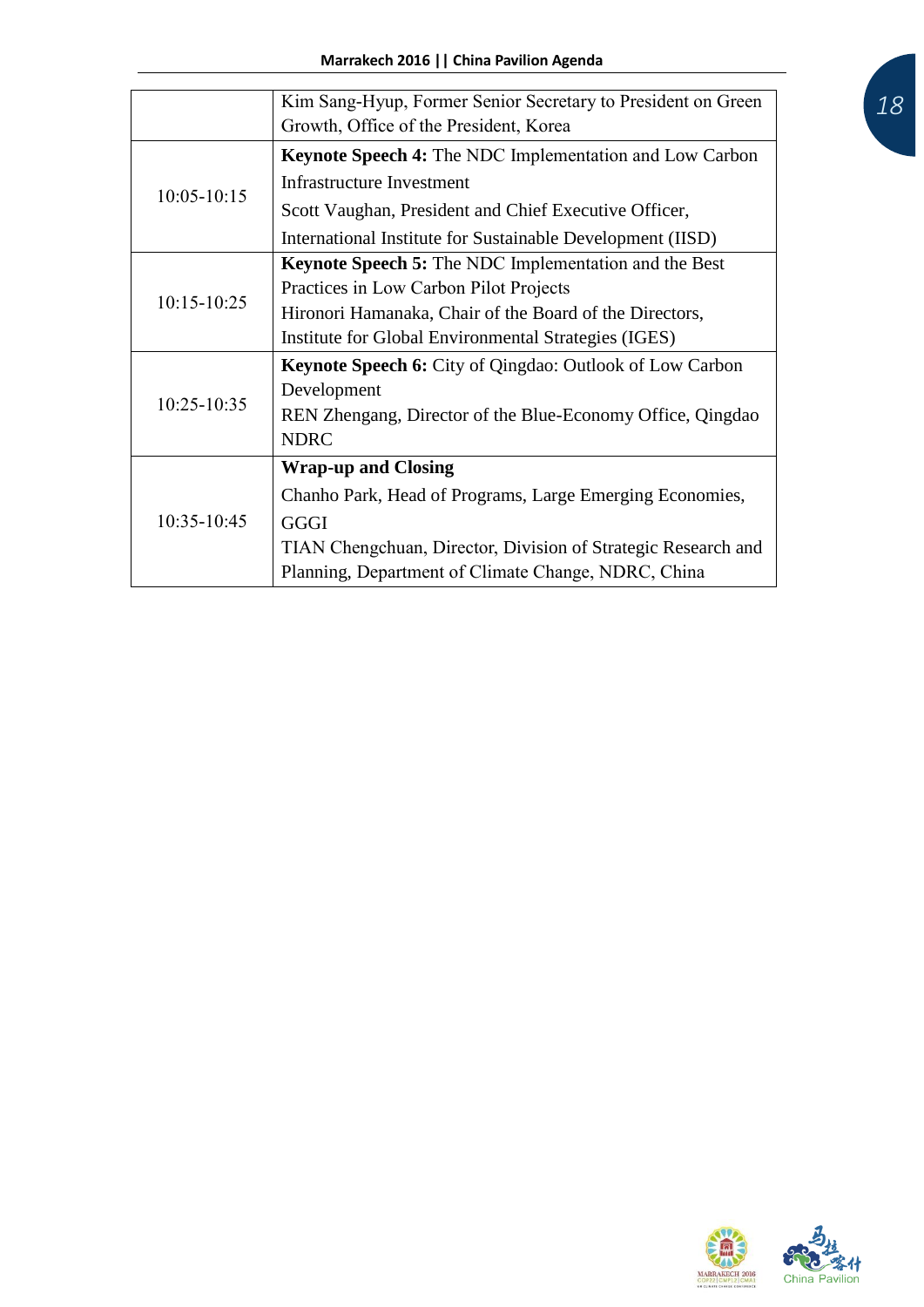| | |
|---|---|
| | Kim Sang-Hyup, Former Senior Secretary to President on Green Growth, Office of the President, Korea |
| 10:05-10:15 | **Keynote Speech 4:** The NDC Implementation and Low Carbon Infrastructure Investment<br>Scott Vaughan, President and Chief Executive Officer, International Institute for Sustainable Development (IISD) |
| 10:15-10:25 | **Keynote Speech 5:** The NDC Implementation and the Best Practices in Low Carbon Pilot Projects<br>Hironori Hamanaka, Chair of the Board of the Directors, Institute for Global Environmental Strategies (IGES) |
| 10:25-10:35 | **Keynote Speech 6:** City of Qingdao: Outlook of Low Carbon Development<br>REN Zhengang, Director of the Blue-Economy Office, Qingdao NDRC |
| 10:35-10:45 | **Wrap-up and Closing**<br>Chanho Park, Head of Programs, Large Emerging Economies, GGGI<br>TIAN Chengchuan, Director, Division of Strategic Research and Planning, Department of Climate Change, NDRC, China |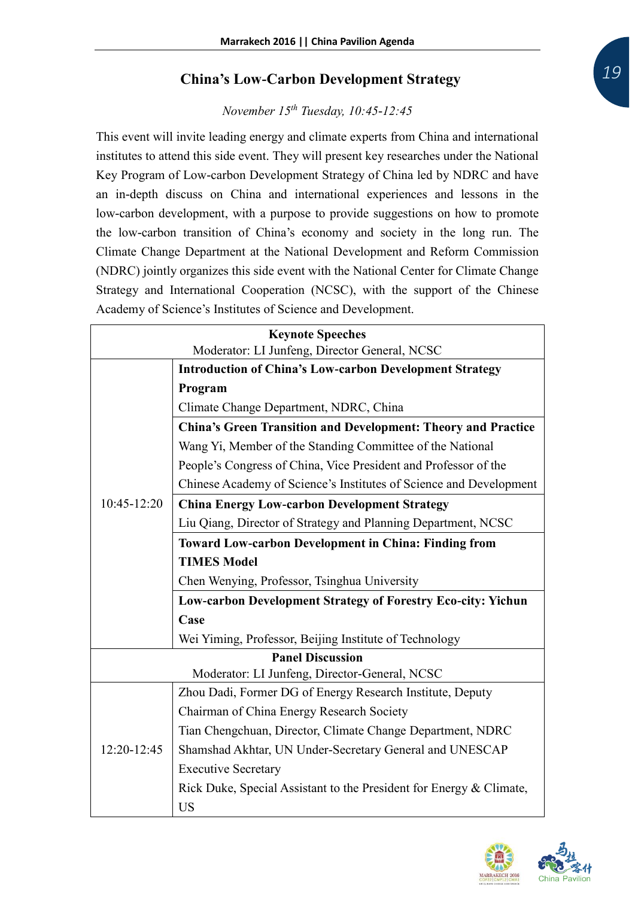## China's Low-Carbon Development Strategy

*November 15th Tuesday, 10:45-12:45*

This event will invite leading energy and climate experts from China and international institutes to attend this side event. They will present key researches under the National Key Program of Low-carbon Development Strategy of China led by NDRC and have an in-depth discuss on China and international experiences and lessons in the low-carbon development, with a purpose to provide suggestions on how to promote the low-carbon transition of China's economy and society in the long run. The Climate Change Department at the National Development and Reform Commission (NDRC) jointly organizes this side event with the National Center for Climate Change Strategy and International Cooperation (NCSC), with the support of the Chinese Academy of Science's Institutes of Science and Development.

| **Keynote Speeches**<br>Moderator: LI Junfeng, Director General, NCSC | |
|---|---|
| 10:45-12:20 | **Introduction of China's Low-carbon Development Strategy Program**<br>Climate Change Department, NDRC, China |
| | **China's Green Transition and Development: Theory and Practice**<br>Wang Yi, Member of the Standing Committee of the National People's Congress of China, Vice President and Professor of the Chinese Academy of Science's Institutes of Science and Development |
| | **China Energy Low-carbon Development Strategy**<br>Liu Qiang, Director of Strategy and Planning Department, NCSC |
| | **Toward Low-carbon Development in China: Finding from TIMES Model**<br>Chen Wenying, Professor, Tsinghua University |
| | **Low-carbon Development Strategy of Forestry Eco-city: Yichun Case**<br>Wei Yiming, Professor, Beijing Institute of Technology |
| **Panel Discussion**<br>Moderator: LI Junfeng, Director-General, NCSC | |
| 12:20-12:45 | Zhou Dadi, Former DG of Energy Research Institute, Deputy Chairman of China Energy Research Society<br>Tian Chengchuan, Director, Climate Change Department, NDRC<br>Shamshad Akhtar, UN Under-Secretary General and UNESCAP Executive Secretary<br>Rick Duke, Special Assistant to the President for Energy & Climate, US |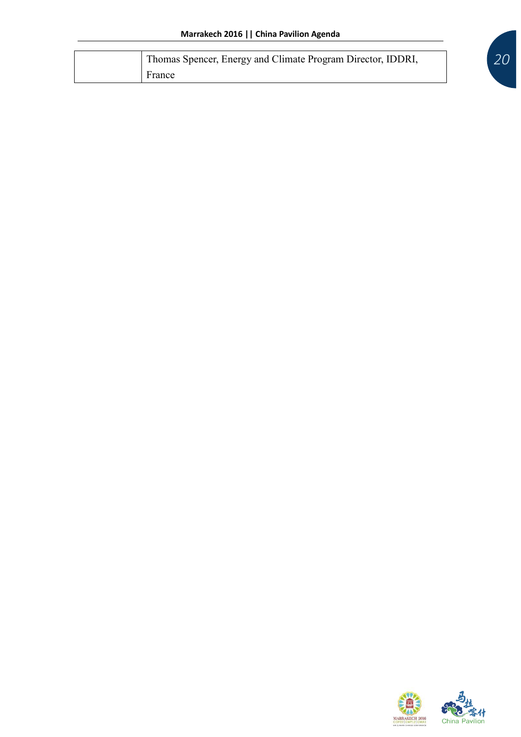|  | Thomas Spencer, Energy and Climate Program Director, IDDRI, France |
|---|---|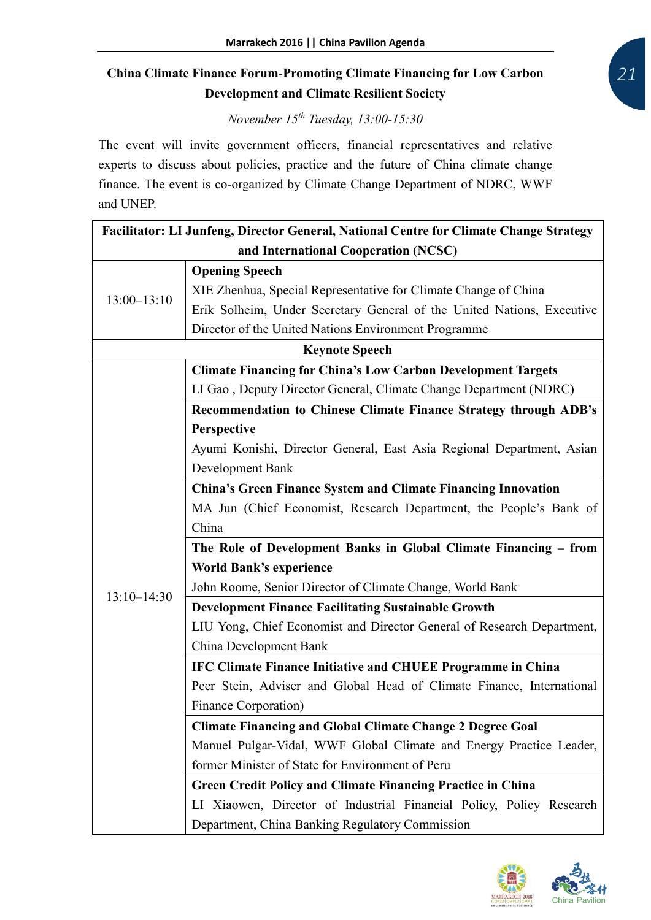## China Climate Finance Forum-Promoting Climate Financing for Low Carbon Development and Climate Resilient Society

*November 15th Tuesday, 13:00-15:30*

The event will invite government officers, financial representatives and relative experts to discuss about policies, practice and the future of China climate change finance. The event is co-organized by Climate Change Department of NDRC, WWF and UNEP.

| **Facilitator: LI Junfeng, Director General, National Centre for Climate Change Strategy and International Cooperation (NCSC)** | |
|---|---|
| 13:00–13:10 | **Opening Speech**<br>XIE Zhenhua, Special Representative for Climate Change of China<br>Erik Solheim, Under Secretary General of the United Nations, Executive Director of the United Nations Environment Programme |
| **Keynote Speech** | |
| 13:10–14:30 | **Climate Financing for China's Low Carbon Development Targets**<br>LI Gao , Deputy Director General, Climate Change Department (NDRC) |
| | **Recommendation to Chinese Climate Finance Strategy through ADB's Perspective**<br>Ayumi Konishi, Director General, East Asia Regional Department, Asian Development Bank |
| | **China's Green Finance System and Climate Financing Innovation**<br>MA Jun (Chief Economist, Research Department, the People's Bank of China |
| | **The Role of Development Banks in Global Climate Financing – from World Bank's experience**<br>John Roome, Senior Director of Climate Change, World Bank |
| | **Development Finance Facilitating Sustainable Growth**<br>LIU Yong, Chief Economist and Director General of Research Department, China Development Bank |
| | **IFC Climate Finance Initiative and CHUEE Programme in China**<br>Peer Stein, Adviser and Global Head of Climate Finance, International Finance Corporation) |
| | **Climate Financing and Global Climate Change 2 Degree Goal**<br>Manuel Pulgar-Vidal, WWF Global Climate and Energy Practice Leader, former Minister of State for Environment of Peru |
| | **Green Credit Policy and Climate Financing Practice in China**<br>LI Xiaowen, Director of Industrial Financial Policy, Policy Research Department, China Banking Regulatory Commission |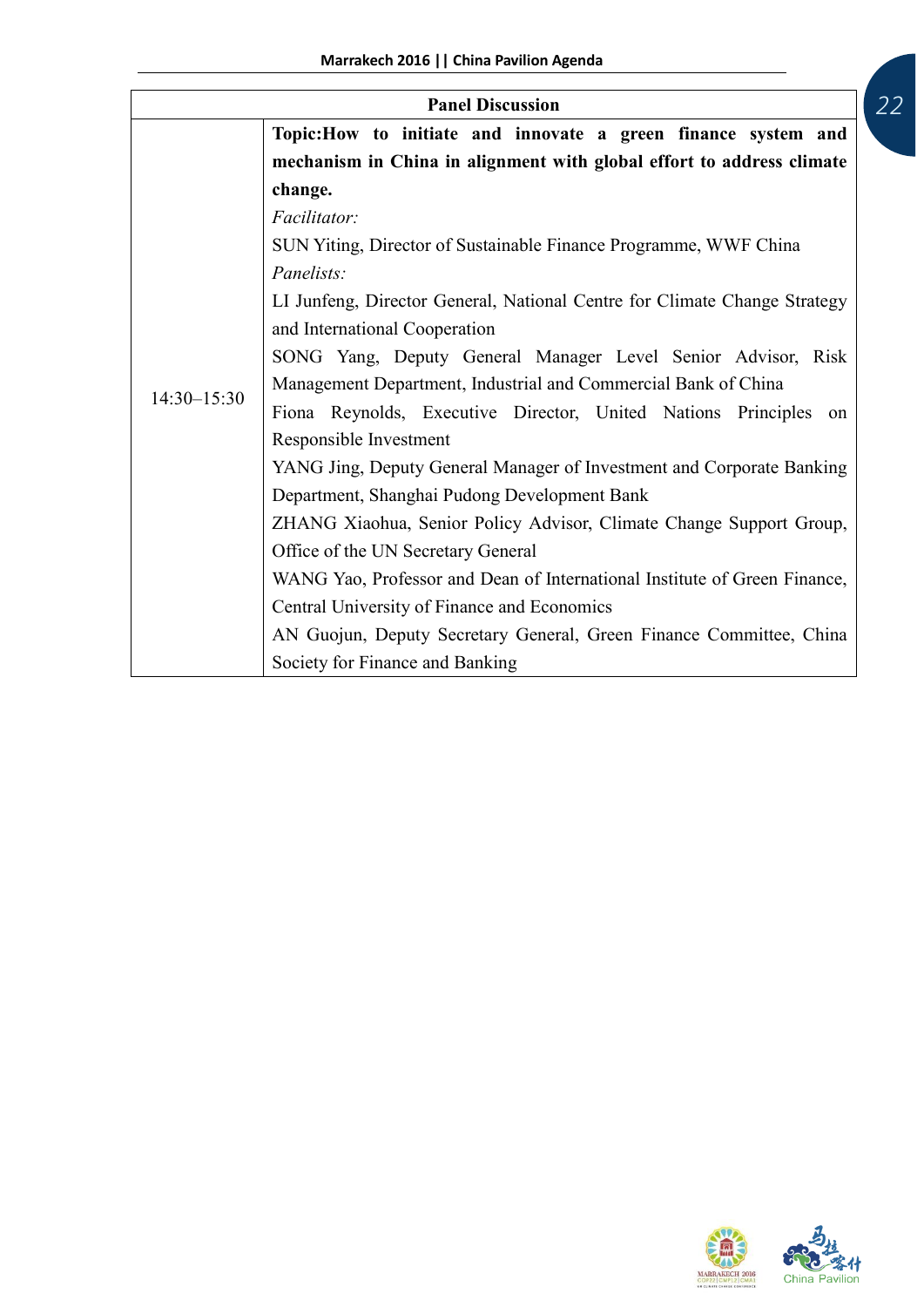| Panel Discussion | |
|---|---|
| 14:30–15:30 | **Topic:How to initiate and innovate a green finance system and mechanism in China in alignment with global effort to address climate change.**<br>*Facilitator:*<br>SUN Yiting, Director of Sustainable Finance Programme, WWF China<br>*Panelists:*<br>LI Junfeng, Director General, National Centre for Climate Change Strategy and International Cooperation<br>SONG Yang, Deputy General Manager Level Senior Advisor, Risk Management Department, Industrial and Commercial Bank of China<br>Fiona Reynolds, Executive Director, United Nations Principles on Responsible Investment<br>YANG Jing, Deputy General Manager of Investment and Corporate Banking Department, Shanghai Pudong Development Bank<br>ZHANG Xiaohua, Senior Policy Advisor, Climate Change Support Group, Office of the UN Secretary General<br>WANG Yao, Professor and Dean of International Institute of Green Finance, Central University of Finance and Economics<br>AN Guojun, Deputy Secretary General, Green Finance Committee, China Society for Finance and Banking |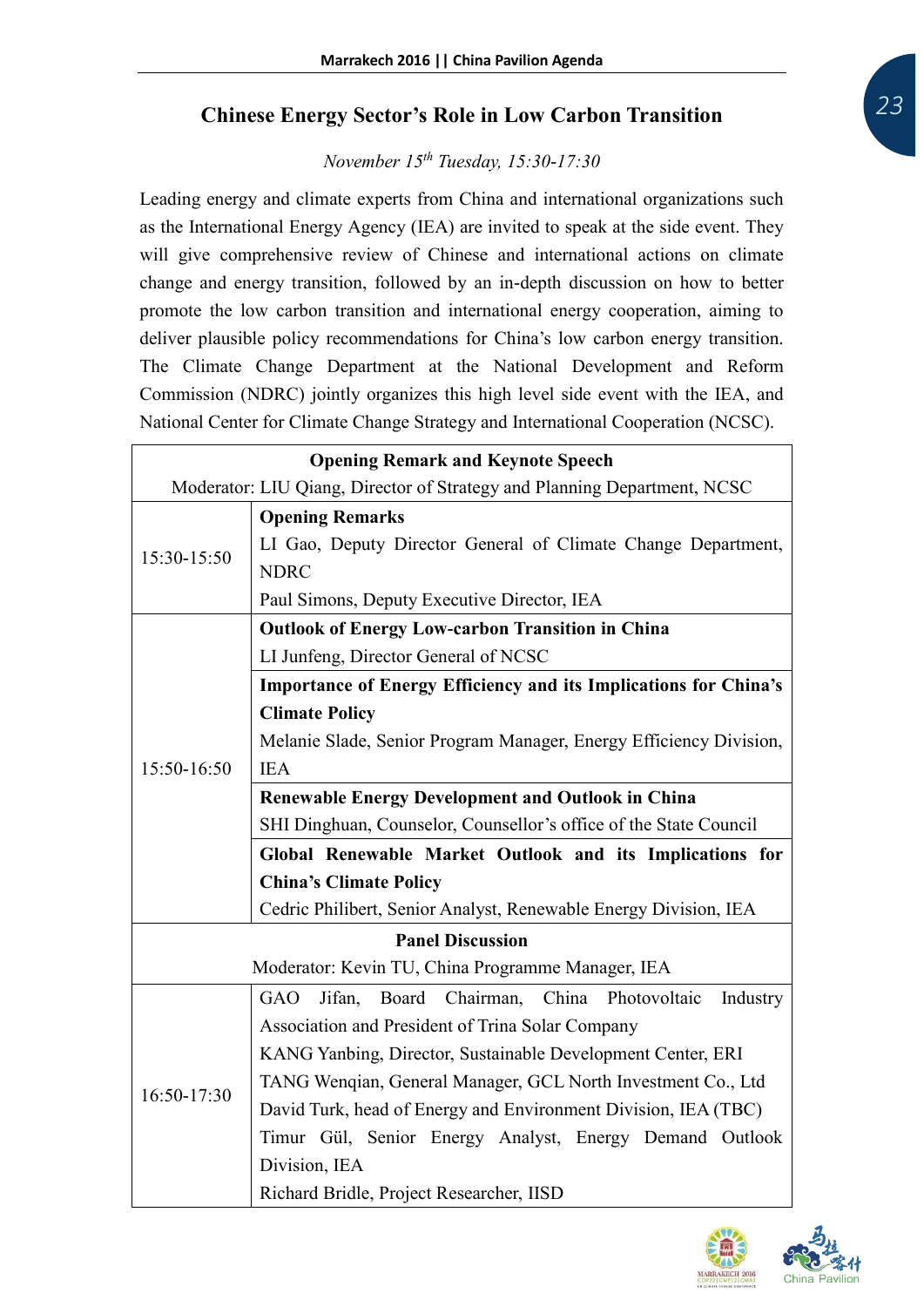## Chinese Energy Sector's Role in Low Carbon Transition

*November 15th Tuesday, 15:30-17:30*

Leading energy and climate experts from China and international organizations such as the International Energy Agency (IEA) are invited to speak at the side event. They will give comprehensive review of Chinese and international actions on climate change and energy transition, followed by an in-depth discussion on how to better promote the low carbon transition and international energy cooperation, aiming to deliver plausible policy recommendations for China's low carbon energy transition. The Climate Change Department at the National Development and Reform Commission (NDRC) jointly organizes this high level side event with the IEA, and National Center for Climate Change Strategy and International Cooperation (NCSC).

| **Opening Remark and Keynote Speech**<br>Moderator: LIU Qiang, Director of Strategy and Planning Department, NCSC | |
|---|---|
| 15:30-15:50 | **Opening Remarks**<br>LI Gao, Deputy Director General of Climate Change Department, NDRC<br>Paul Simons, Deputy Executive Director, IEA |
| 15:50-16:50 | **Outlook of Energy Low-carbon Transition in China**<br>LI Junfeng, Director General of NCSC |
| | **Importance of Energy Efficiency and its Implications for China's Climate Policy**<br>Melanie Slade, Senior Program Manager, Energy Efficiency Division, IEA |
| | **Renewable Energy Development and Outlook in China**<br>SHI Dinghuan, Counselor, Counsellor's office of the State Council |
| | **Global Renewable Market Outlook and its Implications for China's Climate Policy**<br>Cedric Philibert, Senior Analyst, Renewable Energy Division, IEA |
| **Panel Discussion**<br>Moderator: Kevin TU, China Programme Manager, IEA | |
| 16:50-17:30 | GAO Jifan, Board Chairman, China Photovoltaic Industry Association and President of Trina Solar Company<br>KANG Yanbing, Director, Sustainable Development Center, ERI<br>TANG Wenqian, General Manager, GCL North Investment Co., Ltd<br>David Turk, head of Energy and Environment Division, IEA (TBC)<br>Timur Gül, Senior Energy Analyst, Energy Demand Outlook Division, IEA<br>Richard Bridle, Project Researcher, IISD |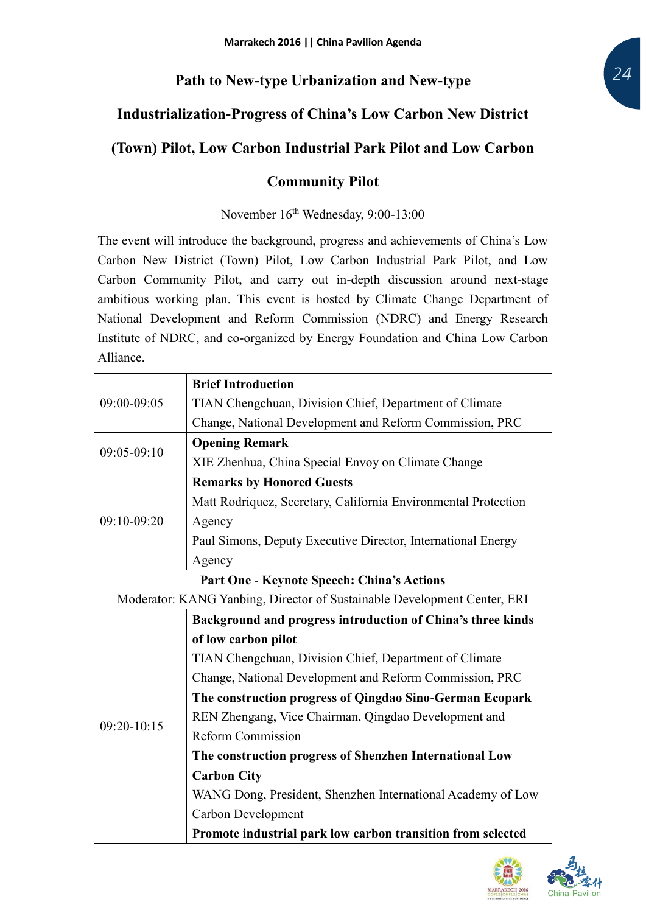## Path to New-type Urbanization and New-type Industrialization-Progress of China's Low Carbon New District (Town) Pilot, Low Carbon Industrial Park Pilot and Low Carbon Community Pilot

November 16th Wednesday, 9:00-13:00

The event will introduce the background, progress and achievements of China's Low Carbon New District (Town) Pilot, Low Carbon Industrial Park Pilot, and Low Carbon Community Pilot, and carry out in-depth discussion around next-stage ambitious working plan. This event is hosted by Climate Change Department of National Development and Reform Commission (NDRC) and Energy Research Institute of NDRC, and co-organized by Energy Foundation and China Low Carbon Alliance.

| | |
|---|---|
| 09:00-09:05 | **Brief Introduction**<br>TIAN Chengchuan, Division Chief, Department of Climate Change, National Development and Reform Commission, PRC |
| 09:05-09:10 | **Opening Remark**<br>XIE Zhenhua, China Special Envoy on Climate Change |
| 09:10-09:20 | **Remarks by Honored Guests**<br>Matt Rodriquez, Secretary, California Environmental Protection Agency<br>Paul Simons, Deputy Executive Director, International Energy Agency |
| **Part One - Keynote Speech: China's Actions**<br>Moderator: KANG Yanbing, Director of Sustainable Development Center, ERI | |
| 09:20-10:15 | **Background and progress introduction of China's three kinds of low carbon pilot**<br>TIAN Chengchuan, Division Chief, Department of Climate Change, National Development and Reform Commission, PRC<br>**The construction progress of Qingdao Sino-German Ecopark**<br>REN Zhengang, Vice Chairman, Qingdao Development and Reform Commission<br>**The construction progress of Shenzhen International Low Carbon City**<br>WANG Dong, President, Shenzhen International Academy of Low Carbon Development<br>**Promote industrial park low carbon transition from selected** |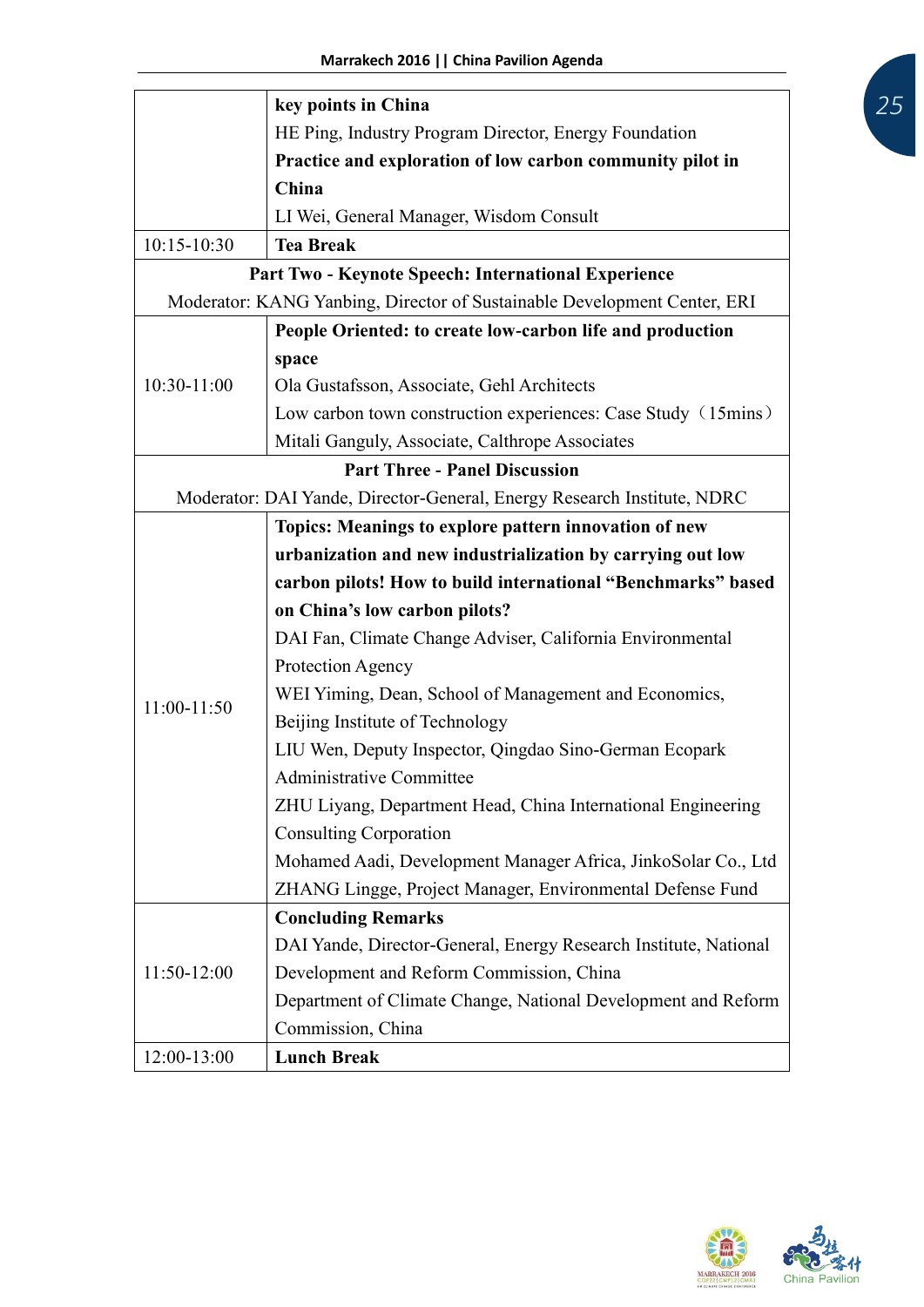| | |
|---|---|
| | **key points in China**<br>HE Ping, Industry Program Director, Energy Foundation<br>**Practice and exploration of low carbon community pilot in China**<br>LI Wei, General Manager, Wisdom Consult |
| 10:15-10:30 | **Tea Break** |
| **Part Two - Keynote Speech: International Experience**<br>Moderator: KANG Yanbing, Director of Sustainable Development Center, ERI | |
| 10:30-11:00 | **People Oriented: to create low-carbon life and production space**<br>Ola Gustafsson, Associate, Gehl Architects<br>Low carbon town construction experiences: Case Study（15mins）<br>Mitali Ganguly, Associate, Calthrope Associates |
| **Part Three - Panel Discussion**<br>Moderator: DAI Yande, Director-General, Energy Research Institute, NDRC | |
| 11:00-11:50 | **Topics: Meanings to explore pattern innovation of new urbanization and new industrialization by carrying out low carbon pilots! How to build international "Benchmarks" based on China's low carbon pilots?**<br>DAI Fan, Climate Change Adviser, California Environmental Protection Agency<br>WEI Yiming, Dean, School of Management and Economics, Beijing Institute of Technology<br>LIU Wen, Deputy Inspector, Qingdao Sino-German Ecopark Administrative Committee<br>ZHU Liyang, Department Head, China International Engineering Consulting Corporation<br>Mohamed Aadi, Development Manager Africa, JinkoSolar Co., Ltd<br>ZHANG Lingge, Project Manager, Environmental Defense Fund |
| 11:50-12:00 | **Concluding Remarks**<br>DAI Yande, Director-General, Energy Research Institute, National Development and Reform Commission, China<br>Department of Climate Change, National Development and Reform Commission, China |
| 12:00-13:00 | **Lunch Break** |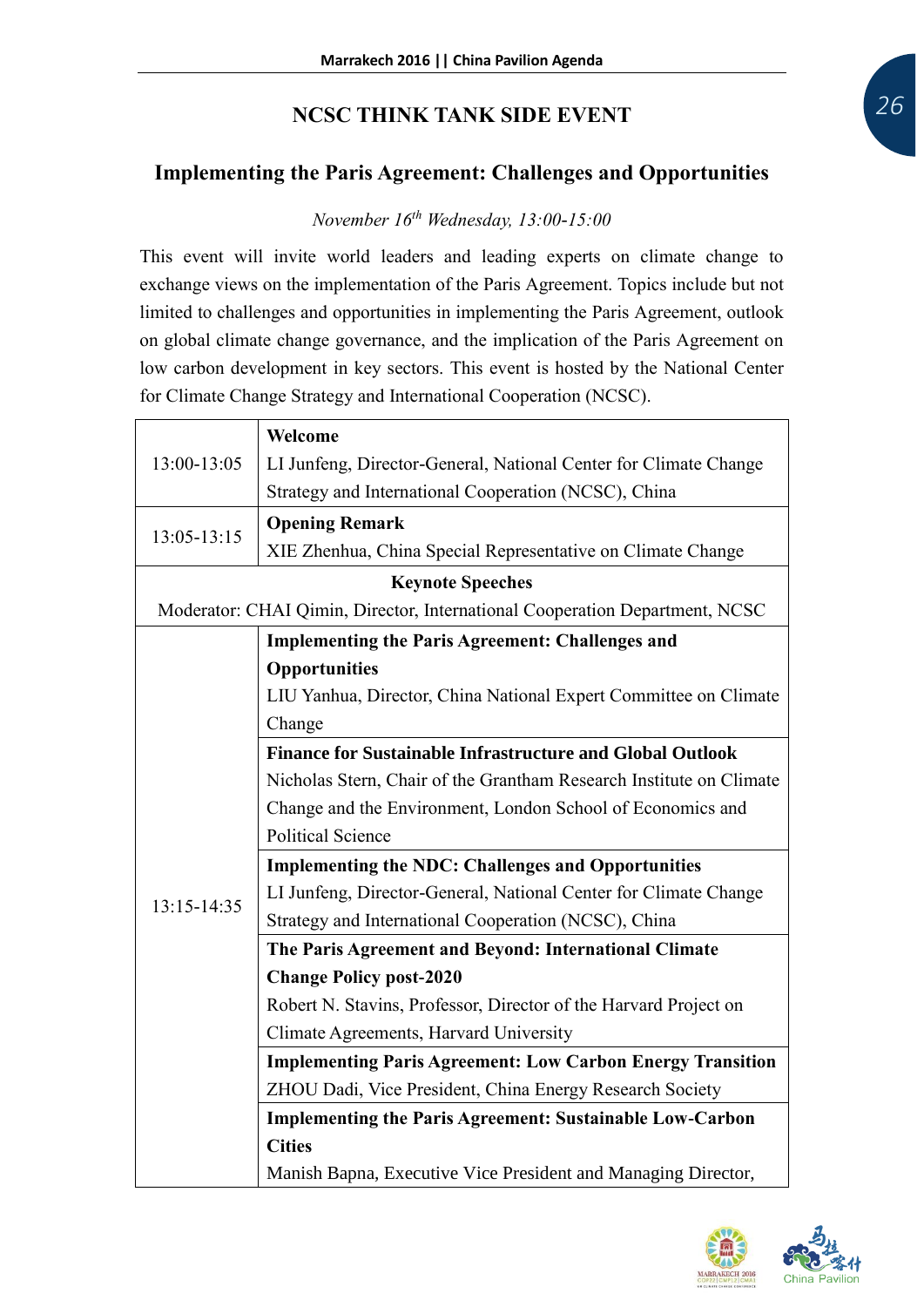## NCSC THINK TANK SIDE EVENT

### Implementing the Paris Agreement: Challenges and Opportunities

*November 16th Wednesday, 13:00-15:00*

This event will invite world leaders and leading experts on climate change to exchange views on the implementation of the Paris Agreement. Topics include but not limited to challenges and opportunities in implementing the Paris Agreement, outlook on global climate change governance, and the implication of the Paris Agreement on low carbon development in key sectors. This event is hosted by the National Center for Climate Change Strategy and International Cooperation (NCSC).

| Time | Session |
|---|---|
| 13:00-13:05 | **Welcome**<br>LI Junfeng, Director-General, National Center for Climate Change Strategy and International Cooperation (NCSC), China |
| 13:05-13:15 | **Opening Remark**<br>XIE Zhenhua, China Special Representative on Climate Change |
| **Keynote Speeches**<br>Moderator: CHAI Qimin, Director, International Cooperation Department, NCSC | |
| 13:15-14:35 | **Implementing the Paris Agreement: Challenges and Opportunities**<br>LIU Yanhua, Director, China National Expert Committee on Climate Change |
| | **Finance for Sustainable Infrastructure and Global Outlook**<br>Nicholas Stern, Chair of the Grantham Research Institute on Climate Change and the Environment, London School of Economics and Political Science |
| | **Implementing the NDC: Challenges and Opportunities**<br>LI Junfeng, Director-General, National Center for Climate Change Strategy and International Cooperation (NCSC), China |
| | **The Paris Agreement and Beyond: International Climate Change Policy post-2020**<br>Robert N. Stavins, Professor, Director of the Harvard Project on Climate Agreements, Harvard University |
| | **Implementing Paris Agreement: Low Carbon Energy Transition**<br>ZHOU Dadi, Vice President, China Energy Research Society |
| | **Implementing the Paris Agreement: Sustainable Low-Carbon Cities**<br>Manish Bapna, Executive Vice President and Managing Director, |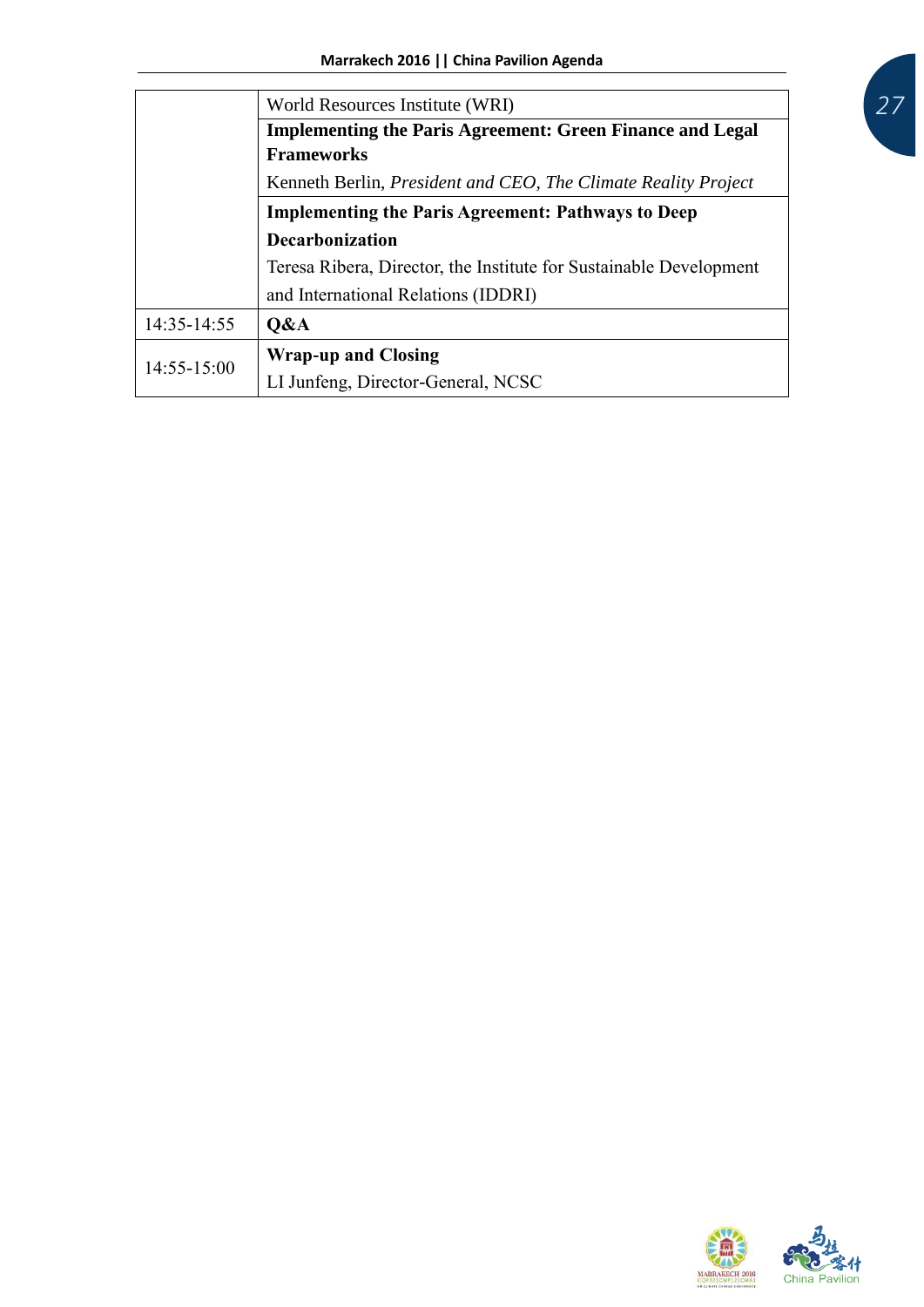|  |  |
|---|---|
|  | World Resources Institute (WRI) |
|  | **Implementing the Paris Agreement: Green Finance and Legal Frameworks**<br>Kenneth Berlin, *President and CEO, The Climate Reality Project* |
|  | **Implementing the Paris Agreement: Pathways to Deep Decarbonization**<br>Teresa Ribera, Director, the Institute for Sustainable Development and International Relations (IDDRI) |
| 14:35-14:55 | **Q&A** |
| 14:55-15:00 | **Wrap-up and Closing**<br>LI Junfeng, Director-General, NCSC |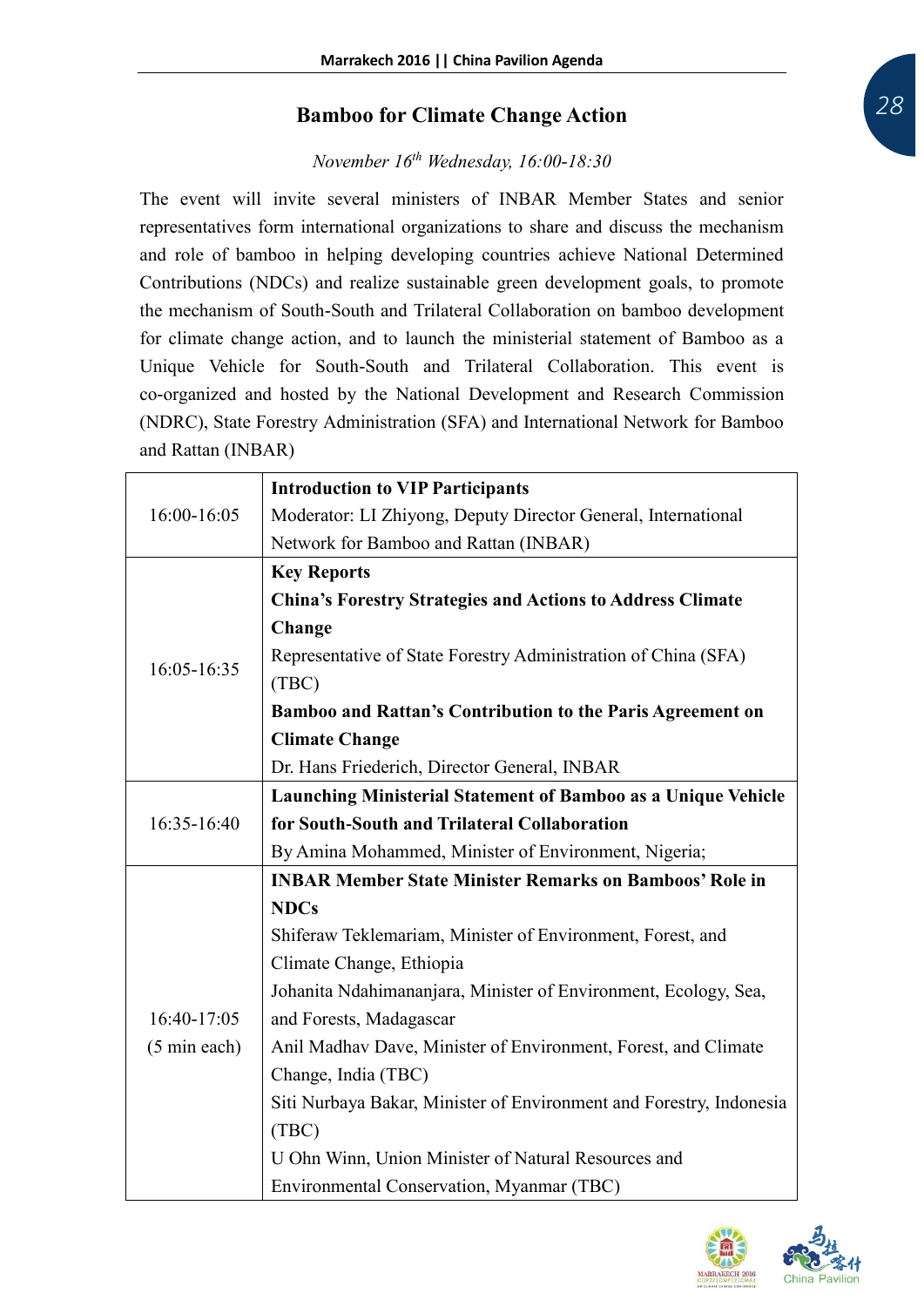## Bamboo for Climate Change Action

*November 16th Wednesday, 16:00-18:30*

The event will invite several ministers of INBAR Member States and senior representatives form international organizations to share and discuss the mechanism and role of bamboo in helping developing countries achieve National Determined Contributions (NDCs) and realize sustainable green development goals, to promote the mechanism of South-South and Trilateral Collaboration on bamboo development for climate change action, and to launch the ministerial statement of Bamboo as a Unique Vehicle for South-South and Trilateral Collaboration. This event is co-organized and hosted by the National Development and Research Commission (NDRC), State Forestry Administration (SFA) and International Network for Bamboo and Rattan (INBAR)

| | |
|---|---|
| 16:00-16:05 | **Introduction to VIP Participants**<br>Moderator: LI Zhiyong, Deputy Director General, International Network for Bamboo and Rattan (INBAR) |
| 16:05-16:35 | **Key Reports**<br>**China's Forestry Strategies and Actions to Address Climate Change**<br>Representative of State Forestry Administration of China (SFA) (TBC)<br>**Bamboo and Rattan's Contribution to the Paris Agreement on Climate Change**<br>Dr. Hans Friederich, Director General, INBAR |
| 16:35-16:40 | **Launching Ministerial Statement of Bamboo as a Unique Vehicle for South-South and Trilateral Collaboration**<br>By Amina Mohammed, Minister of Environment, Nigeria; |
| 16:40-17:05<br>(5 min each) | **INBAR Member State Minister Remarks on Bamboos' Role in NDCs**<br>Shiferaw Teklemariam, Minister of Environment, Forest, and Climate Change, Ethiopia<br>Johanita Ndahimananjara, Minister of Environment, Ecology, Sea, and Forests, Madagascar<br>Anil Madhav Dave, Minister of Environment, Forest, and Climate Change, India (TBC)<br>Siti Nurbaya Bakar, Minister of Environment and Forestry, Indonesia (TBC)<br>U Ohn Winn, Union Minister of Natural Resources and Environmental Conservation, Myanmar (TBC) |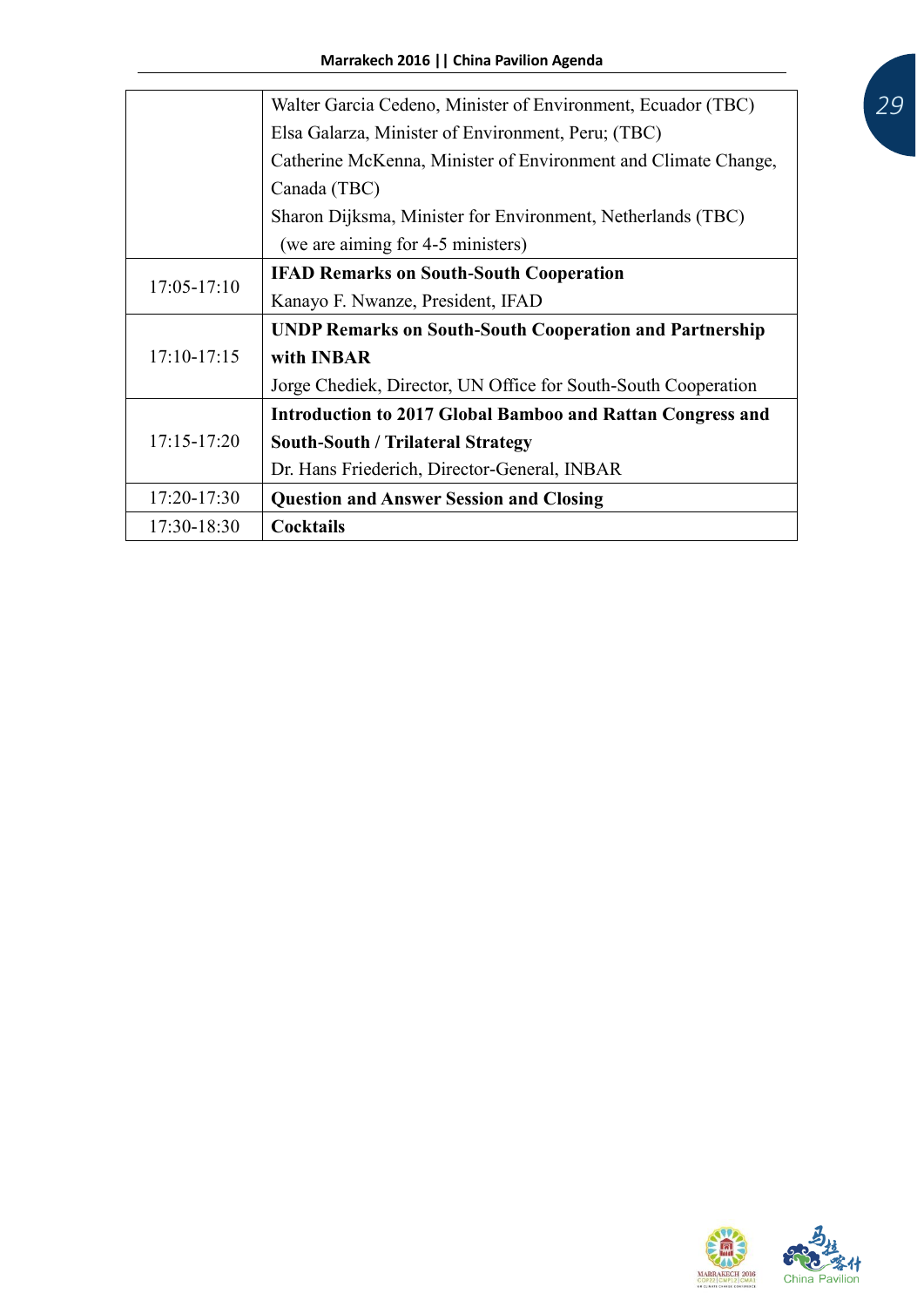| | |
|---|---|
| | Walter Garcia Cedeno, Minister of Environment, Ecuador (TBC)<br>Elsa Galarza, Minister of Environment, Peru; (TBC)<br>Catherine McKenna, Minister of Environment and Climate Change, Canada (TBC)<br>Sharon Dijksma, Minister for Environment, Netherlands (TBC)<br>(we are aiming for 4-5 ministers) |
| 17:05-17:10 | **IFAD Remarks on South-South Cooperation**<br>Kanayo F. Nwanze, President, IFAD |
| 17:10-17:15 | **UNDP Remarks on South-South Cooperation and Partnership with INBAR**<br>Jorge Chediek, Director, UN Office for South-South Cooperation |
| 17:15-17:20 | **Introduction to 2017 Global Bamboo and Rattan Congress and South-South / Trilateral Strategy**<br>Dr. Hans Friederich, Director-General, INBAR |
| 17:20-17:30 | **Question and Answer Session and Closing** |
| 17:30-18:30 | **Cocktails** |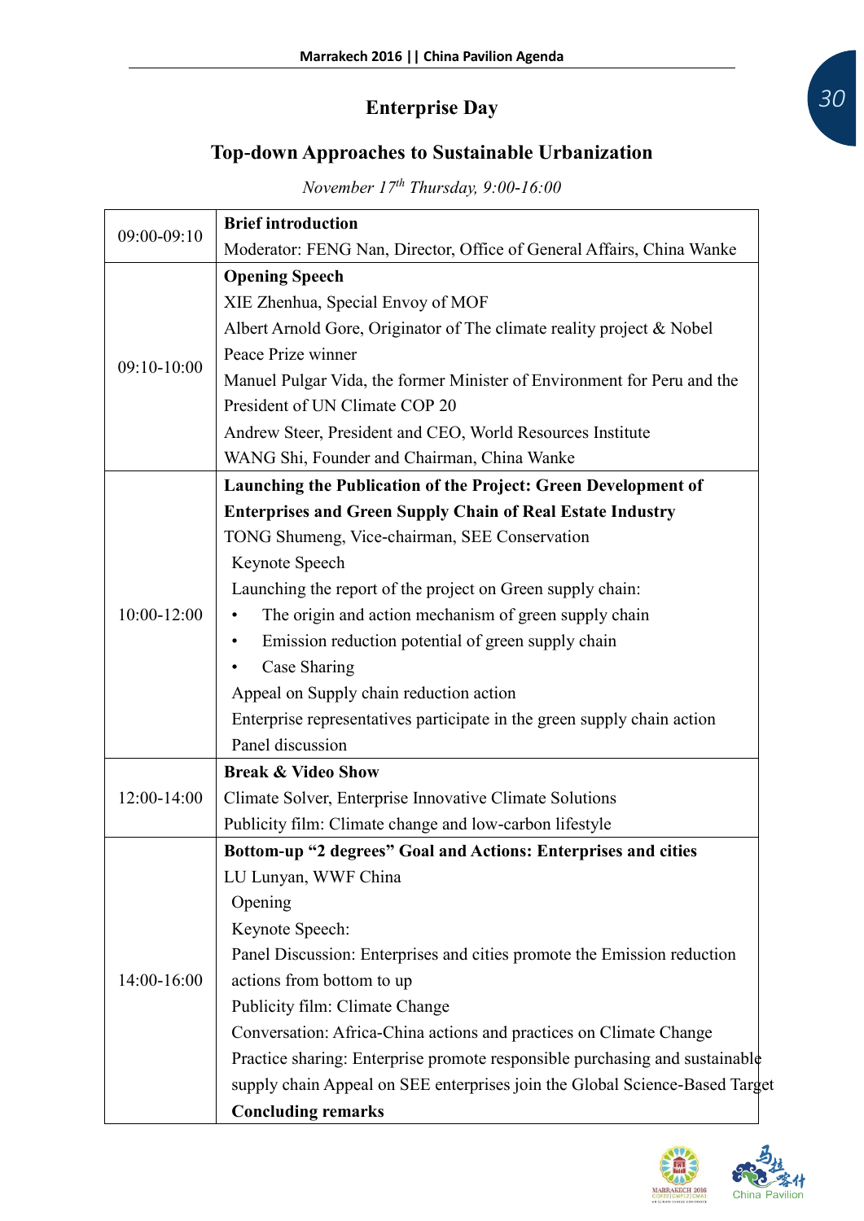## Enterprise Day

## Top-down Approaches to Sustainable Urbanization

*November 17th Thursday, 9:00-16:00*

| | |
|---|---|
| 09:00-09:10 | **Brief introduction**<br>Moderator: FENG Nan, Director, Office of General Affairs, China Wanke |
| 09:10-10:00 | **Opening Speech**<br>XIE Zhenhua, Special Envoy of MOF<br>Albert Arnold Gore, Originator of The climate reality project & Nobel Peace Prize winner<br>Manuel Pulgar Vida, the former Minister of Environment for Peru and the President of UN Climate COP 20<br>Andrew Steer, President and CEO, World Resources Institute<br>WANG Shi, Founder and Chairman, China Wanke |
| 10:00-12:00 | **Launching the Publication of the Project: Green Development of Enterprises and Green Supply Chain of Real Estate Industry**<br>TONG Shumeng, Vice-chairman, SEE Conservation<br>Keynote Speech<br>Launching the report of the project on Green supply chain:<br>• The origin and action mechanism of green supply chain<br>• Emission reduction potential of green supply chain<br>• Case Sharing<br>Appeal on Supply chain reduction action<br>Enterprise representatives participate in the green supply chain action<br>Panel discussion |
| 12:00-14:00 | **Break & Video Show**<br>Climate Solver, Enterprise Innovative Climate Solutions<br>Publicity film: Climate change and low-carbon lifestyle |
| 14:00-16:00 | **Bottom-up "2 degrees" Goal and Actions: Enterprises and cities**<br>LU Lunyan, WWF China<br>Opening<br>Keynote Speech:<br>Panel Discussion: Enterprises and cities promote the Emission reduction actions from bottom to up<br>Publicity film: Climate Change<br>Conversation: Africa-China actions and practices on Climate Change<br>Practice sharing: Enterprise promote responsible purchasing and sustainable supply chain Appeal on SEE enterprises join the Global Science-Based Target<br>**Concluding remarks** |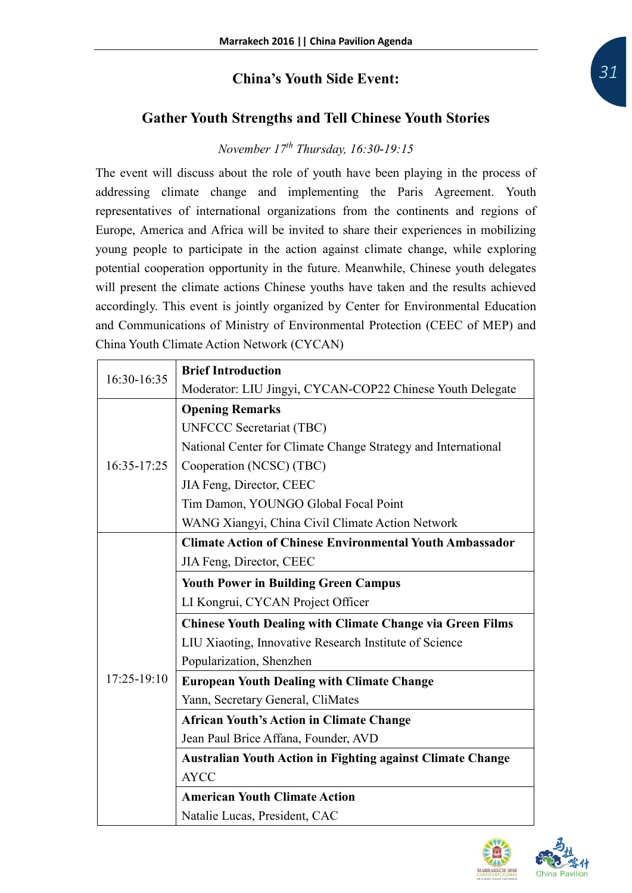## China's Youth Side Event:

## Gather Youth Strengths and Tell Chinese Youth Stories

*November 17th Thursday, 16:30-19:15*

The event will discuss about the role of youth have been playing in the process of addressing climate change and implementing the Paris Agreement. Youth representatives of international organizations from the continents and regions of Europe, America and Africa will be invited to share their experiences in mobilizing young people to participate in the action against climate change, while exploring potential cooperation opportunity in the future. Meanwhile, Chinese youth delegates will present the climate actions Chinese youths have taken and the results achieved accordingly. This event is jointly organized by Center for Environmental Education and Communications of Ministry of Environmental Protection (CEEC of MEP) and China Youth Climate Action Network (CYCAN)

| Time | Program |
|---|---|
| 16:30-16:35 | **Brief Introduction**<br>Moderator: LIU Jingyi, CYCAN-COP22 Chinese Youth Delegate |
| 16:35-17:25 | **Opening Remarks**<br>UNFCCC Secretariat (TBC)<br>National Center for Climate Change Strategy and International Cooperation (NCSC) (TBC)<br>JIA Feng, Director, CEEC<br>Tim Damon, YOUNGO Global Focal Point<br>WANG Xiangyi, China Civil Climate Action Network |
| 17:25-19:10 | **Climate Action of Chinese Environmental Youth Ambassador**<br>JIA Feng, Director, CEEC |
| | **Youth Power in Building Green Campus**<br>LI Kongrui, CYCAN Project Officer |
| | **Chinese Youth Dealing with Climate Change via Green Films**<br>LIU Xiaoting, Innovative Research Institute of Science Popularization, Shenzhen |
| | **European Youth Dealing with Climate Change**<br>Yann, Secretary General, CliMates |
| | **African Youth's Action in Climate Change**<br>Jean Paul Brice Affana, Founder, AVD |
| | **Australian Youth Action in Fighting against Climate Change**<br>AYCC |
| | **American Youth Climate Action**<br>Natalie Lucas, President, CAC |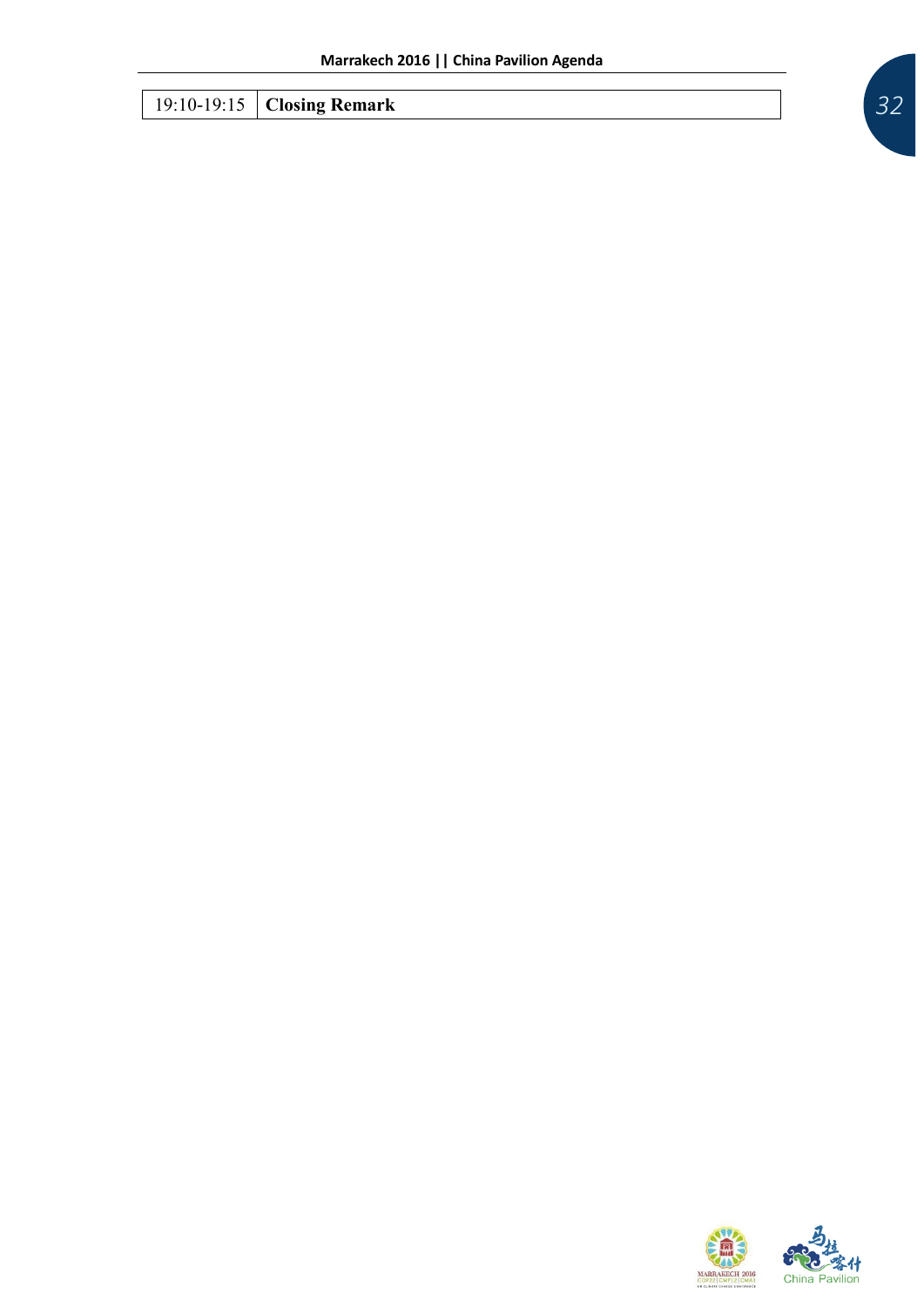| | |
|---|---|
| 19:10-19:15 | **Closing Remark** |